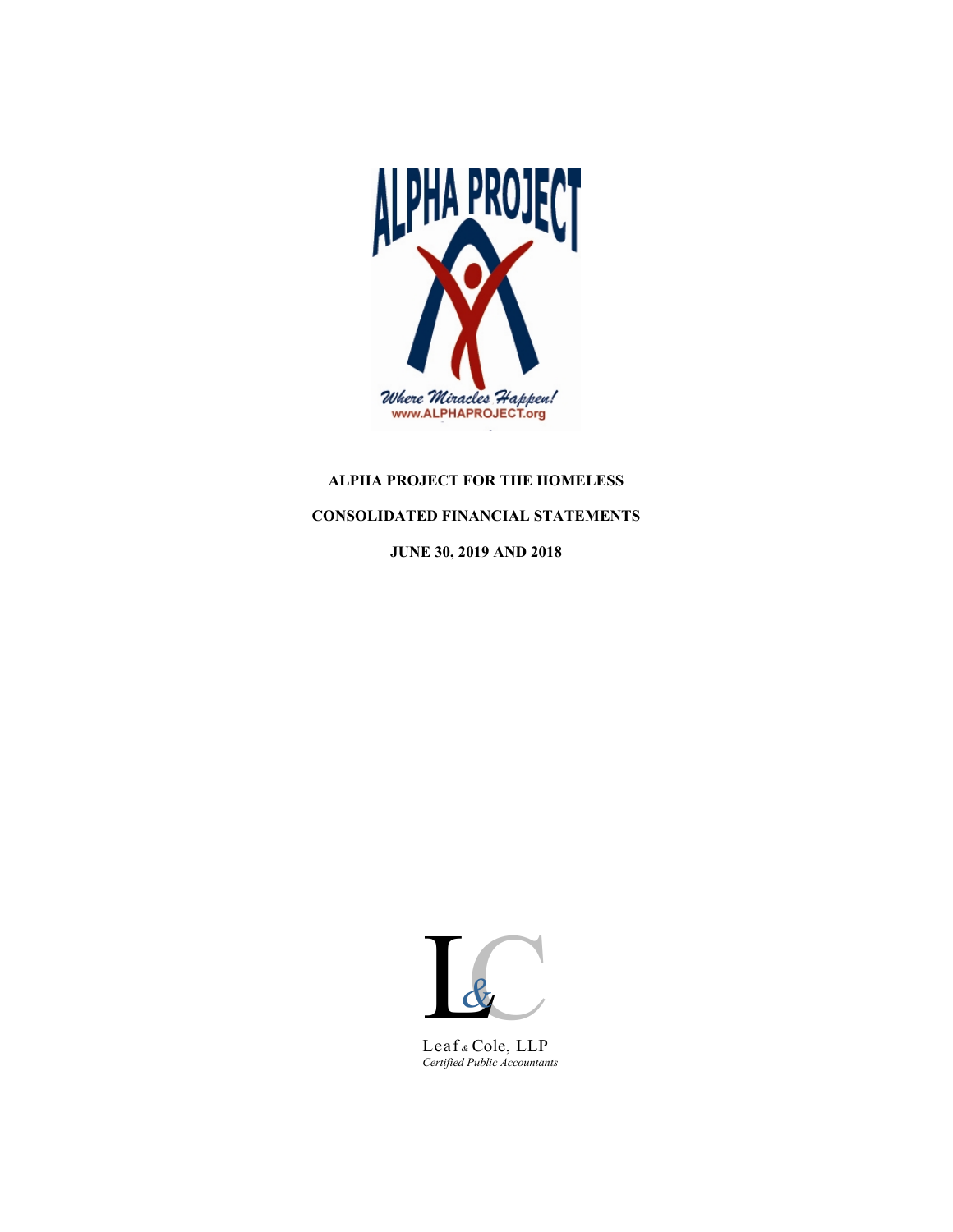ALPHA PROJECT

Where Miracles Happen!
www.ALPHAPROJECT.org

**ALPHA PROJECT FOR THE HOMELESS**

**CONSOLIDATED FINANCIAL STATEMENTS**

**JUNE 30, 2019 AND 2018**

Leaf & Cole, LLP
*Certified Public Accountants*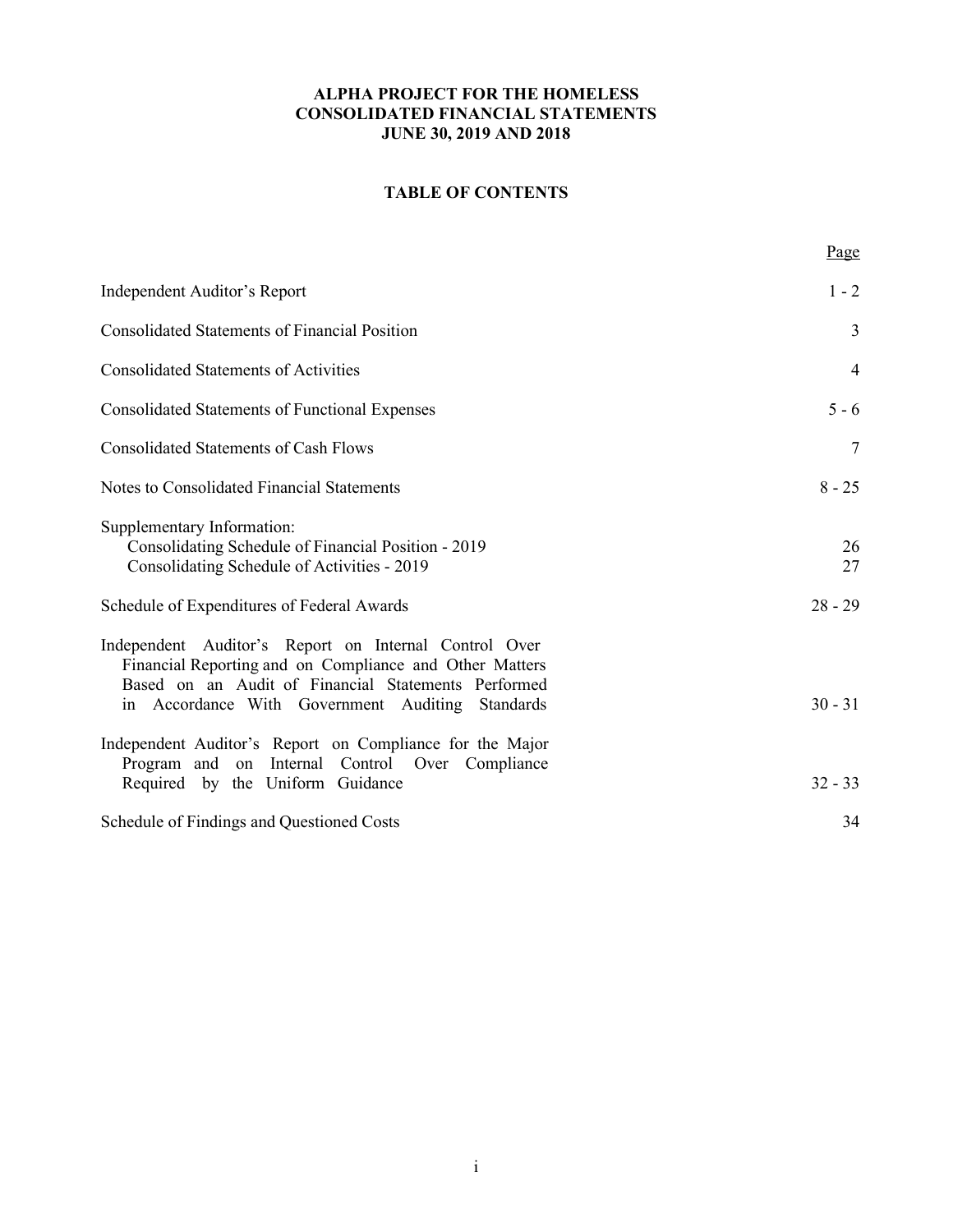**ALPHA PROJECT FOR THE HOMELESS**
**CONSOLIDATED FINANCIAL STATEMENTS**
**JUNE 30, 2019 AND 2018**

## TABLE OF CONTENTS

| | Page |
|---|---|
| Independent Auditor's Report | 1 - 2 |
| Consolidated Statements of Financial Position | 3 |
| Consolidated Statements of Activities | 4 |
| Consolidated Statements of Functional Expenses | 5 - 6 |
| Consolidated Statements of Cash Flows | 7 |
| Notes to Consolidated Financial Statements | 8 - 25 |
| Supplementary Information: | |
| Consolidating Schedule of Financial Position - 2019 | 26 |
| Consolidating Schedule of Activities - 2019 | 27 |
| Schedule of Expenditures of Federal Awards | 28 - 29 |
| Independent Auditor's Report on Internal Control Over Financial Reporting and on Compliance and Other Matters Based on an Audit of Financial Statements Performed in Accordance With Government Auditing Standards | 30 - 31 |
| Independent Auditor's Report on Compliance for the Major Program and on Internal Control Over Compliance Required by the Uniform Guidance | 32 - 33 |
| Schedule of Findings and Questioned Costs | 34 |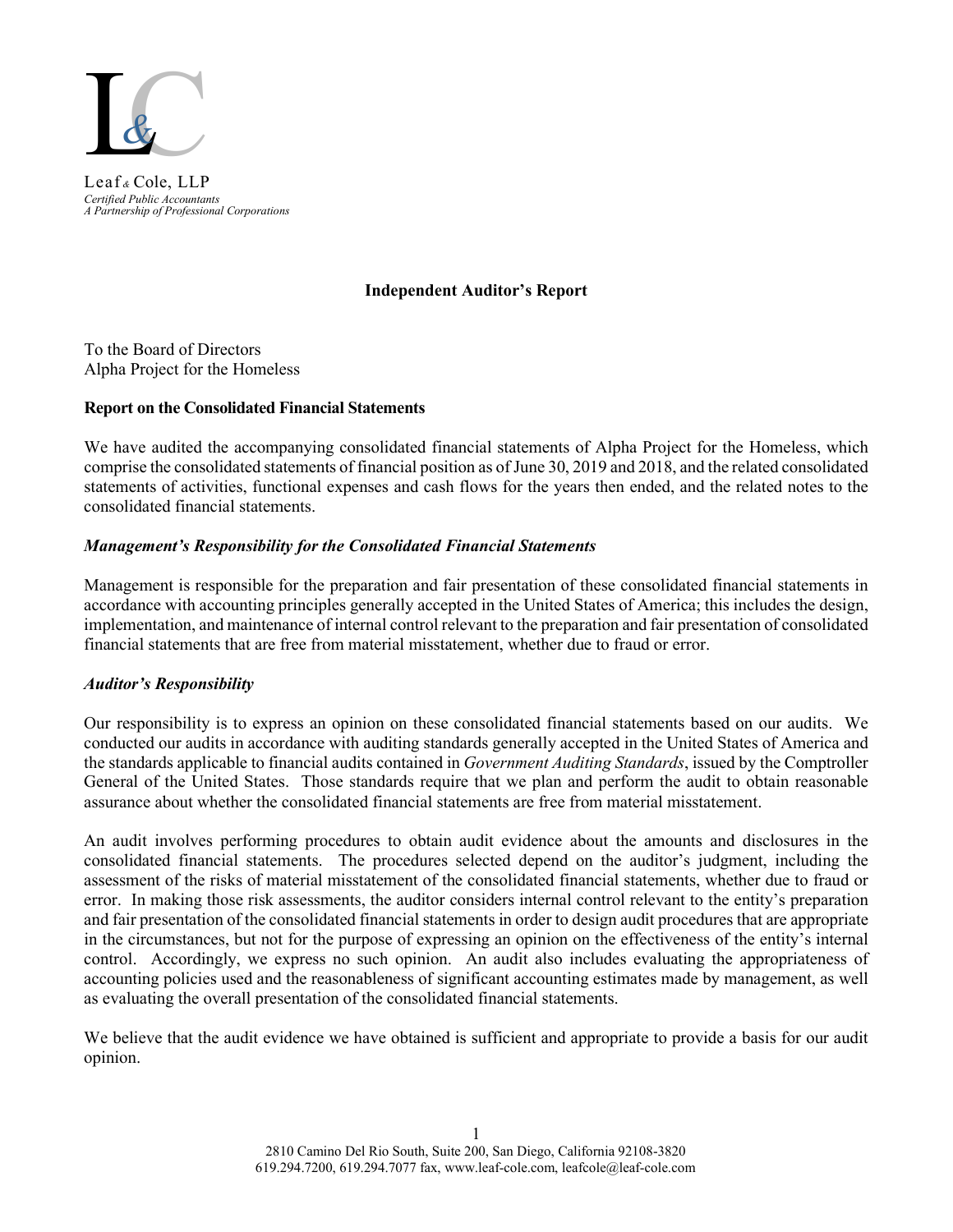Leaf & Cole, LLP
*Certified Public Accountants*
*A Partnership of Professional Corporations*

**Independent Auditor's Report**

To the Board of Directors
Alpha Project for the Homeless

**Report on the Consolidated Financial Statements**

We have audited the accompanying consolidated financial statements of Alpha Project for the Homeless, which comprise the consolidated statements of financial position as of June 30, 2019 and 2018, and the related consolidated statements of activities, functional expenses and cash flows for the years then ended, and the related notes to the consolidated financial statements.

***Management's Responsibility for the Consolidated Financial Statements***

Management is responsible for the preparation and fair presentation of these consolidated financial statements in accordance with accounting principles generally accepted in the United States of America; this includes the design, implementation, and maintenance of internal control relevant to the preparation and fair presentation of consolidated financial statements that are free from material misstatement, whether due to fraud or error.

***Auditor's Responsibility***

Our responsibility is to express an opinion on these consolidated financial statements based on our audits. We conducted our audits in accordance with auditing standards generally accepted in the United States of America and the standards applicable to financial audits contained in *Government Auditing Standards*, issued by the Comptroller General of the United States. Those standards require that we plan and perform the audit to obtain reasonable assurance about whether the consolidated financial statements are free from material misstatement.

An audit involves performing procedures to obtain audit evidence about the amounts and disclosures in the consolidated financial statements. The procedures selected depend on the auditor's judgment, including the assessment of the risks of material misstatement of the consolidated financial statements, whether due to fraud or error. In making those risk assessments, the auditor considers internal control relevant to the entity's preparation and fair presentation of the consolidated financial statements in order to design audit procedures that are appropriate in the circumstances, but not for the purpose of expressing an opinion on the effectiveness of the entity's internal control. Accordingly, we express no such opinion. An audit also includes evaluating the appropriateness of accounting policies used and the reasonableness of significant accounting estimates made by management, as well as evaluating the overall presentation of the consolidated financial statements.

We believe that the audit evidence we have obtained is sufficient and appropriate to provide a basis for our audit opinion.

2810 Camino Del Rio South, Suite 200, San Diego, California 92108-3820
619.294.7200, 619.294.7077 fax, www.leaf-cole.com, leafcole@leaf-cole.com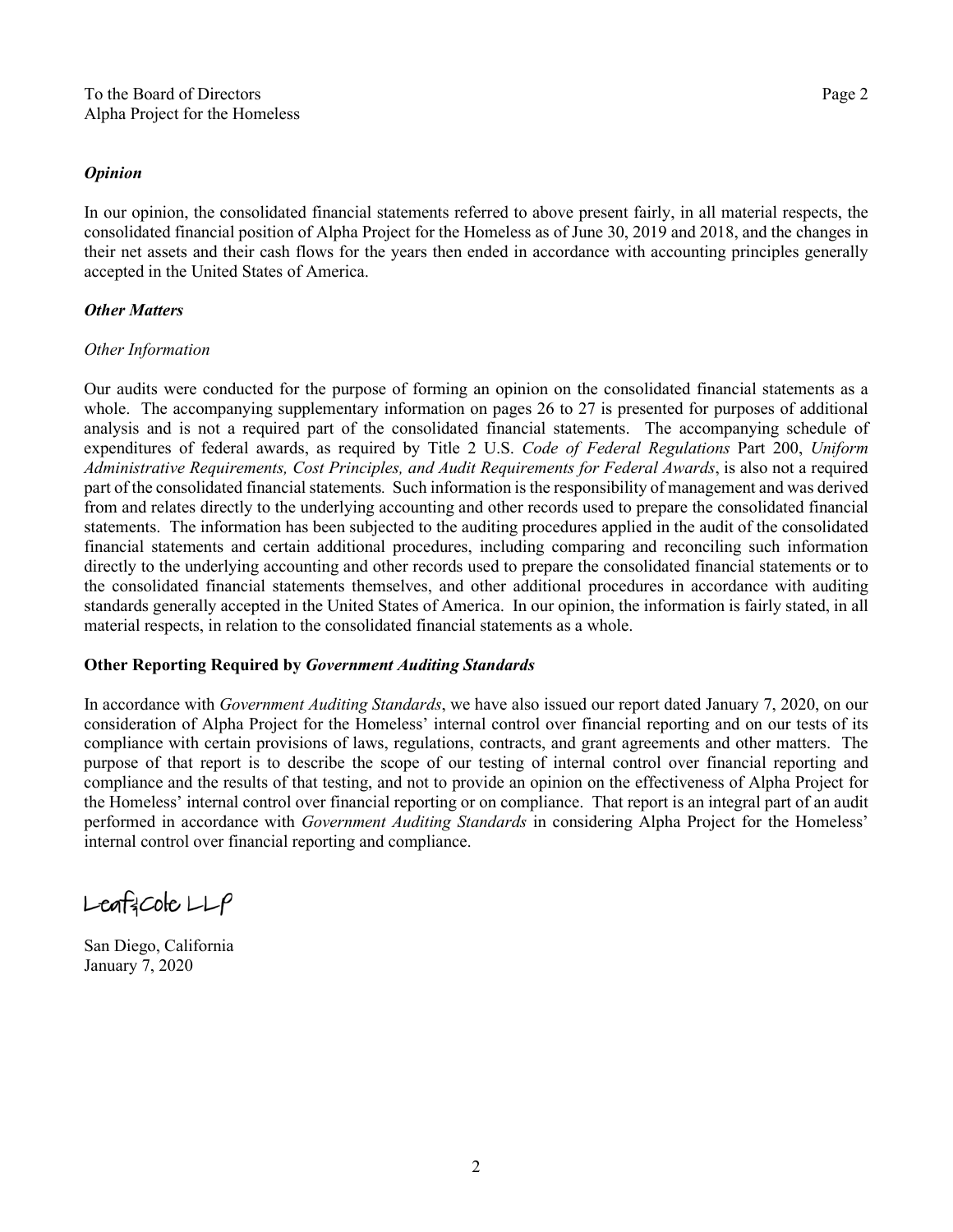To the Board of Directors
Alpha Project for the Homeless

### *Opinion*

In our opinion, the consolidated financial statements referred to above present fairly, in all material respects, the consolidated financial position of Alpha Project for the Homeless as of June 30, 2019 and 2018, and the changes in their net assets and their cash flows for the years then ended in accordance with accounting principles generally accepted in the United States of America.

### *Other Matters*

*Other Information*

Our audits were conducted for the purpose of forming an opinion on the consolidated financial statements as a whole. The accompanying supplementary information on pages 26 to 27 is presented for purposes of additional analysis and is not a required part of the consolidated financial statements. The accompanying schedule of expenditures of federal awards, as required by Title 2 U.S. *Code of Federal Regulations* Part 200, *Uniform Administrative Requirements, Cost Principles, and Audit Requirements for Federal Awards*, is also not a required part of the consolidated financial statements. Such information is the responsibility of management and was derived from and relates directly to the underlying accounting and other records used to prepare the consolidated financial statements. The information has been subjected to the auditing procedures applied in the audit of the consolidated financial statements and certain additional procedures, including comparing and reconciling such information directly to the underlying accounting and other records used to prepare the consolidated financial statements or to the consolidated financial statements themselves, and other additional procedures in accordance with auditing standards generally accepted in the United States of America. In our opinion, the information is fairly stated, in all material respects, in relation to the consolidated financial statements as a whole.

### Other Reporting Required by *Government Auditing Standards*

In accordance with *Government Auditing Standards*, we have also issued our report dated January 7, 2020, on our consideration of Alpha Project for the Homeless' internal control over financial reporting and on our tests of its compliance with certain provisions of laws, regulations, contracts, and grant agreements and other matters. The purpose of that report is to describe the scope of our testing of internal control over financial reporting and compliance and the results of that testing, and not to provide an opinion on the effectiveness of Alpha Project for the Homeless' internal control over financial reporting or on compliance. That report is an integral part of an audit performed in accordance with *Government Auditing Standards* in considering Alpha Project for the Homeless' internal control over financial reporting and compliance.

Leaf & Cole LLP

San Diego, California
January 7, 2020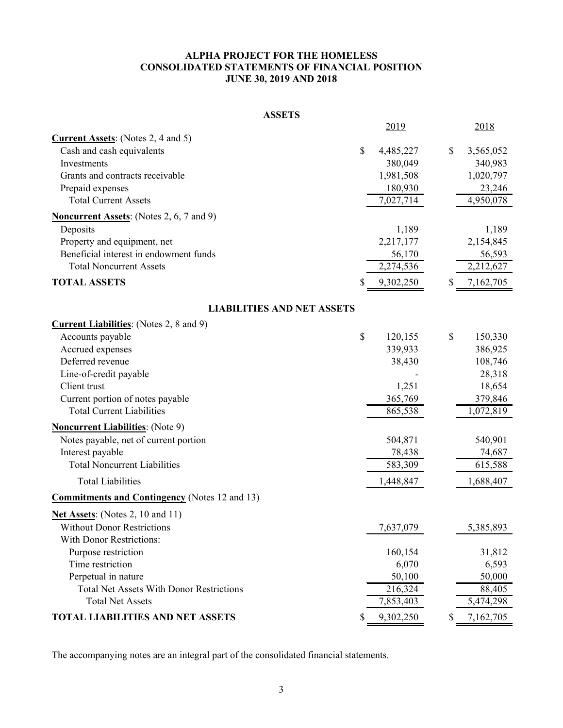# ALPHA PROJECT FOR THE HOMELESS
## CONSOLIDATED STATEMENTS OF FINANCIAL POSITION
### JUNE 30, 2019 AND 2018

**ASSETS**

| | 2019 | 2018 |
|---|---|---|
| **Current Assets**: (Notes 2, 4 and 5) | | |
| Cash and cash equivalents | $ 4,485,227 | $ 3,565,052 |
| Investments | 380,049 | 340,983 |
| Grants and contracts receivable | 1,981,508 | 1,020,797 |
| Prepaid expenses | 180,930 | 23,246 |
| Total Current Assets | 7,027,714 | 4,950,078 |
| **Noncurrent Assets**: (Notes 2, 6, 7 and 9) | | |
| Deposits | 1,189 | 1,189 |
| Property and equipment, net | 2,217,177 | 2,154,845 |
| Beneficial interest in endowment funds | 56,170 | 56,593 |
| Total Noncurrent Assets | 2,274,536 | 2,212,627 |
| **TOTAL ASSETS** | $ 9,302,250 | $ 7,162,705 |

**LIABILITIES AND NET ASSETS**

| | 2019 | 2018 |
|---|---|---|
| **Current Liabilities**: (Notes 2, 8 and 9) | | |
| Accounts payable | $ 120,155 | $ 150,330 |
| Accrued expenses | 339,933 | 386,925 |
| Deferred revenue | 38,430 | 108,746 |
| Line-of-credit payable | - | 28,318 |
| Client trust | 1,251 | 18,654 |
| Current portion of notes payable | 365,769 | 379,846 |
| Total Current Liabilities | 865,538 | 1,072,819 |
| **Noncurrent Liabilities**: (Note 9) | | |
| Notes payable, net of current portion | 504,871 | 540,901 |
| Interest payable | 78,438 | 74,687 |
| Total Noncurrent Liabilities | 583,309 | 615,588 |
| Total Liabilities | 1,448,847 | 1,688,407 |
| **Commitments and Contingency** (Notes 12 and 13) | | |
| **Net Assets**: (Notes 2, 10 and 11) | | |
| Without Donor Restrictions | 7,637,079 | 5,385,893 |
| With Donor Restrictions: | | |
| Purpose restriction | 160,154 | 31,812 |
| Time restriction | 6,070 | 6,593 |
| Perpetual in nature | 50,100 | 50,000 |
| Total Net Assets With Donor Restrictions | 216,324 | 88,405 |
| Total Net Assets | 7,853,403 | 5,474,298 |
| **TOTAL LIABILITIES AND NET ASSETS** | $ 9,302,250 | $ 7,162,705 |

The accompanying notes are an integral part of the consolidated financial statements.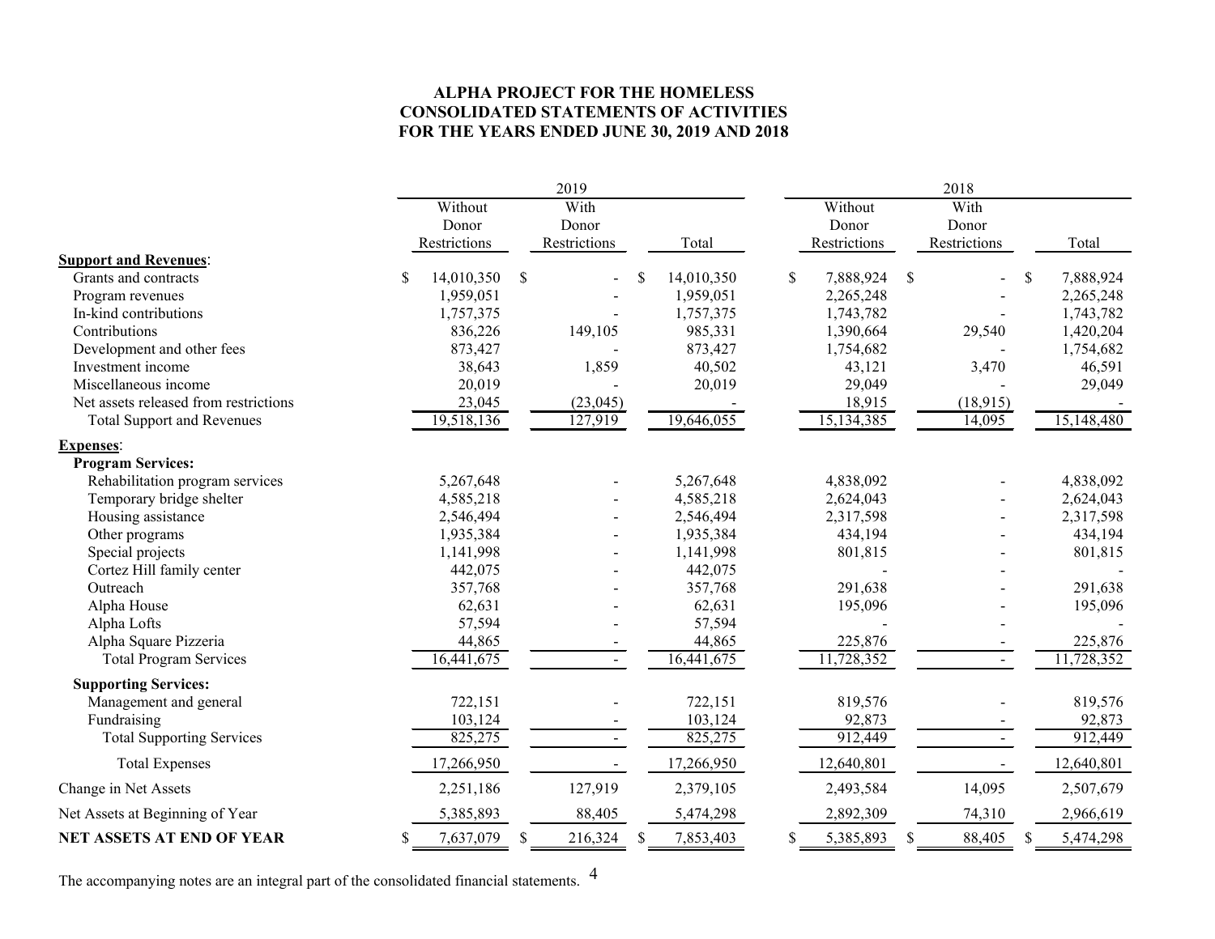**ALPHA PROJECT FOR THE HOMELESS**
**CONSOLIDATED STATEMENTS OF ACTIVITIES**
**FOR THE YEARS ENDED JUNE 30, 2019 AND 2018**

| | 2019 | | | 2018 | | |
|---|---|---|---|---|---|---|
| | Without Donor Restrictions | With Donor Restrictions | Total | Without Donor Restrictions | With Donor Restrictions | Total |
| **Support and Revenues**: | | | | | | |
| Grants and contracts | $ 14,010,350 | $ - | $ 14,010,350 | $ 7,888,924 | $ - | $ 7,888,924 |
| Program revenues | 1,959,051 | - | 1,959,051 | 2,265,248 | - | 2,265,248 |
| In-kind contributions | 1,757,375 | - | 1,757,375 | 1,743,782 | - | 1,743,782 |
| Contributions | 836,226 | 149,105 | 985,331 | 1,390,664 | 29,540 | 1,420,204 |
| Development and other fees | 873,427 | - | 873,427 | 1,754,682 | - | 1,754,682 |
| Investment income | 38,643 | 1,859 | 40,502 | 43,121 | 3,470 | 46,591 |
| Miscellaneous income | 20,019 | - | 20,019 | 29,049 | - | 29,049 |
| Net assets released from restrictions | 23,045 | (23,045) | - | 18,915 | (18,915) | - |
| Total Support and Revenues | 19,518,136 | 127,919 | 19,646,055 | 15,134,385 | 14,095 | 15,148,480 |
| **Expenses**: | | | | | | |
| **Program Services:** | | | | | | |
| Rehabilitation program services | 5,267,648 | - | 5,267,648 | 4,838,092 | - | 4,838,092 |
| Temporary bridge shelter | 4,585,218 | - | 4,585,218 | 2,624,043 | - | 2,624,043 |
| Housing assistance | 2,546,494 | - | 2,546,494 | 2,317,598 | - | 2,317,598 |
| Other programs | 1,935,384 | - | 1,935,384 | 434,194 | - | 434,194 |
| Special projects | 1,141,998 | - | 1,141,998 | 801,815 | - | 801,815 |
| Cortez Hill family center | 442,075 | - | 442,075 | - | - | - |
| Outreach | 357,768 | - | 357,768 | 291,638 | - | 291,638 |
| Alpha House | 62,631 | - | 62,631 | 195,096 | - | 195,096 |
| Alpha Lofts | 57,594 | - | 57,594 | - | - | - |
| Alpha Square Pizzeria | 44,865 | - | 44,865 | 225,876 | - | 225,876 |
| Total Program Services | 16,441,675 | - | 16,441,675 | 11,728,352 | - | 11,728,352 |
| **Supporting Services:** | | | | | | |
| Management and general | 722,151 | - | 722,151 | 819,576 | - | 819,576 |
| Fundraising | 103,124 | - | 103,124 | 92,873 | - | 92,873 |
| Total Supporting Services | 825,275 | - | 825,275 | 912,449 | - | 912,449 |
| Total Expenses | 17,266,950 | - | 17,266,950 | 12,640,801 | - | 12,640,801 |
| Change in Net Assets | 2,251,186 | 127,919 | 2,379,105 | 2,493,584 | 14,095 | 2,507,679 |
| Net Assets at Beginning of Year | 5,385,893 | 88,405 | 5,474,298 | 2,892,309 | 74,310 | 2,966,619 |
| **NET ASSETS AT END OF YEAR** | $ 7,637,079 | $ 216,324 | $ 7,853,403 | $ 5,385,893 | $ 88,405 | $ 5,474,298 |

The accompanying notes are an integral part of the consolidated financial statements.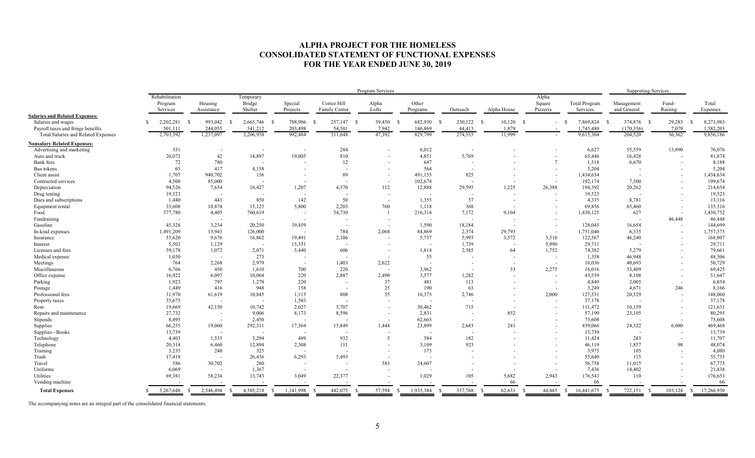# ALPHA PROJECT FOR THE HOMELESS
## CONSOLIDATED STATEMENT OF FUNCTIONAL EXPENSES
## FOR THE YEAR ENDED JUNE 30, 2019

| | Program Services | | | | | | | | | | | Supporting Services | | |
|---|---|---|---|---|---|---|---|---|---|---|---|---|---|---|
| | Rehabilitation Program Services | Housing Assistance | Temporary Bridge Shelter | Special Projects | Cortez Hill Family Center | Alpha Lofts | Other Programs | Outreach | Alpha House | Alpha Square Pizzeria | Total Program Services | Management and General | Fund-Raising | Total Expenses |
| **Salaries and Related Expenses:** | | | | | | | | | | | | | | |
| Salaries and wages | $ 2,202,281 | $ 993,042 | $ 2,665,746 | $ 788,986 | $ 257,147 | $ 39,450 | $ 682,930 | $ 230,122 | $ 10,120 | $ - | $ 7,869,824 | $ 374,876 | $ 29,283 | $ 8,273,983 |
| Payroll taxes and fringe benefits | 501,111 | 244,055 | 541,212 | 203,498 | 54,501 | 7,942 | 146,869 | 44,413 | 1,879 | - | 1,745,480 | (170,356) | 7,079 | 1,582,203 |
| Total Salaries and Related Expenses | 2,703,392 | 1,237,097 | 3,206,958 | 992,484 | 311,648 | 47,392 | 829,799 | 274,535 | 11,999 | - | 9,615,304 | 204,520 | 36,362 | 9,856,186 |
| **Nonsalary Related Expenses:** | | | | | | | | | | | | | | |
| Advertising and marketing | 331 | - | - | - | 284 | - | 6,012 | - | - | - | 6,627 | 55,559 | 13,890 | 76,076 |
| Auto and truck | 20,072 | 42 | 14,897 | 19,005 | 810 | - | 4,851 | 5,769 | - | - | 65,446 | 16,428 | - | 81,874 |
| Bank fees | 72 | 780 | - | - | 12 | - | 647 | - | - | 7 | 1,518 | 6,670 | - | 8,188 |
| Bus tokens | 65 | 417 | 4,158 | - | - | - | 564 | - | - | - | 5,204 | - | - | 5,204 |
| Client assist | 1,707 | 940,702 | 156 | - | 89 | - | 491,155 | 825 | - | - | 1,434,634 | - | - | 1,434,634 |
| Contracted services | 4,500 | 85,000 | - | - | - | - | 102,674 | - | - | - | 192,174 | 7,500 | - | 199,674 |
| Depreciation | 94,526 | 7,654 | 16,427 | 1,207 | 4,370 | 112 | 12,888 | 29,595 | 1,225 | 26,388 | 194,392 | 20,262 | - | 214,654 |
| Drug testing | 19,523 | - | - | - | - | - | - | - | - | - | 19,523 | - | - | 19,523 |
| Dues and subscriptions | 1,440 | 441 | 850 | 142 | 50 | - | 1,355 | 57 | - | - | 4,335 | 8,781 | - | 13,116 |
| Equipment rental | 33,608 | 10,874 | 15,125 | 5,800 | 2,203 | 760 | 1,118 | 368 | - | - | 69,856 | 65,460 | - | 135,316 |
| Food | 377,780 | 4,405 | 760,619 | - | 54,730 | 1 | 216,314 | 7,172 | 9,104 | - | 1,430,125 | 627 | - | 1,430,752 |
| Fundraising | - | - | - | - | - | - | - | - | - | - | - | - | 46,448 | 46,448 |
| Gasoline | 45,328 | 3,234 | 20,250 | 39,459 | - | - | 1,590 | 18,184 | - | - | 128,045 | 16,654 | - | 144,699 |
| In-kind expenses | 1,491,209 | 13,943 | 126,000 | - | 784 | 2,068 | 84,869 | 2,374 | 29,793 | - | 1,751,040 | 6,335 | - | 1,757,375 |
| Insurance | 55,620 | 9,676 | 16,862 | 19,491 | 2,106 | - | 5,737 | 5,993 | 3,572 | 3,510 | 122,567 | 46,240 | - | 168,807 |
| Interest | 5,502 | 1,129 | - | 15,351 | - | - | - | 1,739 | - | 5,990 | 29,711 | - | - | 29,711 |
| Licenses and fees | 59,178 | 1,072 | 2,071 | 5,440 | 606 | - | 1,814 | 2,385 | 64 | 1,752 | 74,382 | 5,279 | - | 79,661 |
| Medical expense | 1,030 | - | 273 | - | - | - | 55 | - | - | - | 1,358 | 46,948 | - | 48,306 |
| Meetings | 764 | 2,268 | 2,979 | - | 1,403 | 2,622 | - | - | - | - | 10,036 | 40,693 | - | 50,729 |
| Miscellaneous | 6,766 | 450 | 1,610 | 700 | 220 | - | 3,962 | - | 33 | 2,275 | 16,016 | 53,409 | - | 69,425 |
| Office expense | 16,922 | 6,097 | 10,064 | 220 | 2,887 | 2,490 | 3,577 | 1,282 | - | - | 43,539 | 8,108 | - | 51,647 |
| Parking | 1,923 | 797 | 1,278 | 220 | - | 37 | 481 | 113 | - | - | 4,849 | 2,005 | - | 6,854 |
| Postage | 1,449 | 416 | 948 | 158 | - | 25 | 190 | 63 | - | - | 3,249 | 4,671 | 246 | 8,166 |
| Professional fees | 31,970 | 61,619 | 10,845 | 1,115 | 808 | 55 | 16,373 | 2,746 | - | 2,000 | 127,531 | 20,529 | - | 148,060 |
| Property taxes | 35,675 | - | - | 1,503 | - | - | - | - | - | - | 37,178 | - | - | 37,178 |
| Rent | 19,669 | 42,150 | 10,742 | 2,027 | 5,707 | - | 30,462 | 715 | - | - | 111,472 | 10,159 | - | 121,631 |
| Repairs and maintenance | 27,732 | - | 9,006 | 8,173 | 8,596 | - | 2,831 | - | 852 | - | 57,190 | 23,105 | - | 80,295 |
| Stipends | 8,495 | - | 2,450 | - | - | - | 62,663 | - | - | - | 73,608 | - | - | 73,608 |
| Supplies | 66,255 | 19,060 | 292,311 | 17,364 | 15,849 | 1,444 | 23,899 | 2,643 | 241 | - | 439,066 | 24,322 | 6,080 | 469,468 |
| Supplies - Books | 13,739 | - | - | - | - | - | - | - | - | - | 13,739 | - | - | 13,739 |
| Technology | 4,403 | 1,535 | 3,294 | 489 | 932 | 5 | 584 | 182 | - | - | 11,424 | 283 | - | 11,707 |
| Telephone | 20,314 | 6,460 | 12,894 | 2,308 | 111 | - | 3,109 | 923 | - | - | 46,119 | 1,857 | 98 | 48,074 |
| Training | 3,235 | 240 | 325 | - | - | - | 175 | - | - | - | 3,975 | 105 | - | 4,080 |
| Trash | 17,418 | - | 26,436 | 6,293 | 5,493 | - | - | - | - | - | 55,640 | 115 | - | 55,755 |
| Travel | 586 | 30,702 | 280 | - | - | 583 | 24,607 | - | - | - | 56,758 | 11,015 | - | 67,773 |
| Uniforms | 6,069 | - | 1,367 | - | - | - | - | - | - | - | 7,436 | 14,402 | - | 21,838 |
| Utilities | 69,381 | 58,234 | 13,743 | 3,049 | 22,377 | - | 1,029 | 105 | 5,682 | 2,943 | 176,543 | 110 | - | 176,653 |
| Vending machine | - | - | - | - | - | - | - | - | 66 | - | 66 | - | - | 66 |
| **Total Expenses** | $ 5,267,648 | $ 2,546,494 | $ 4,585,218 | $ 1,141,998 | $ 442,075 | $ 57,594 | $ 1,935,384 | $ 357,768 | $ 62,631 | $ 44,865 | $ 16,441,675 | $ 722,151 | $ 103,124 | $ 17,266,950 |

The accompanying notes are an integral part of the consolidated financial statements.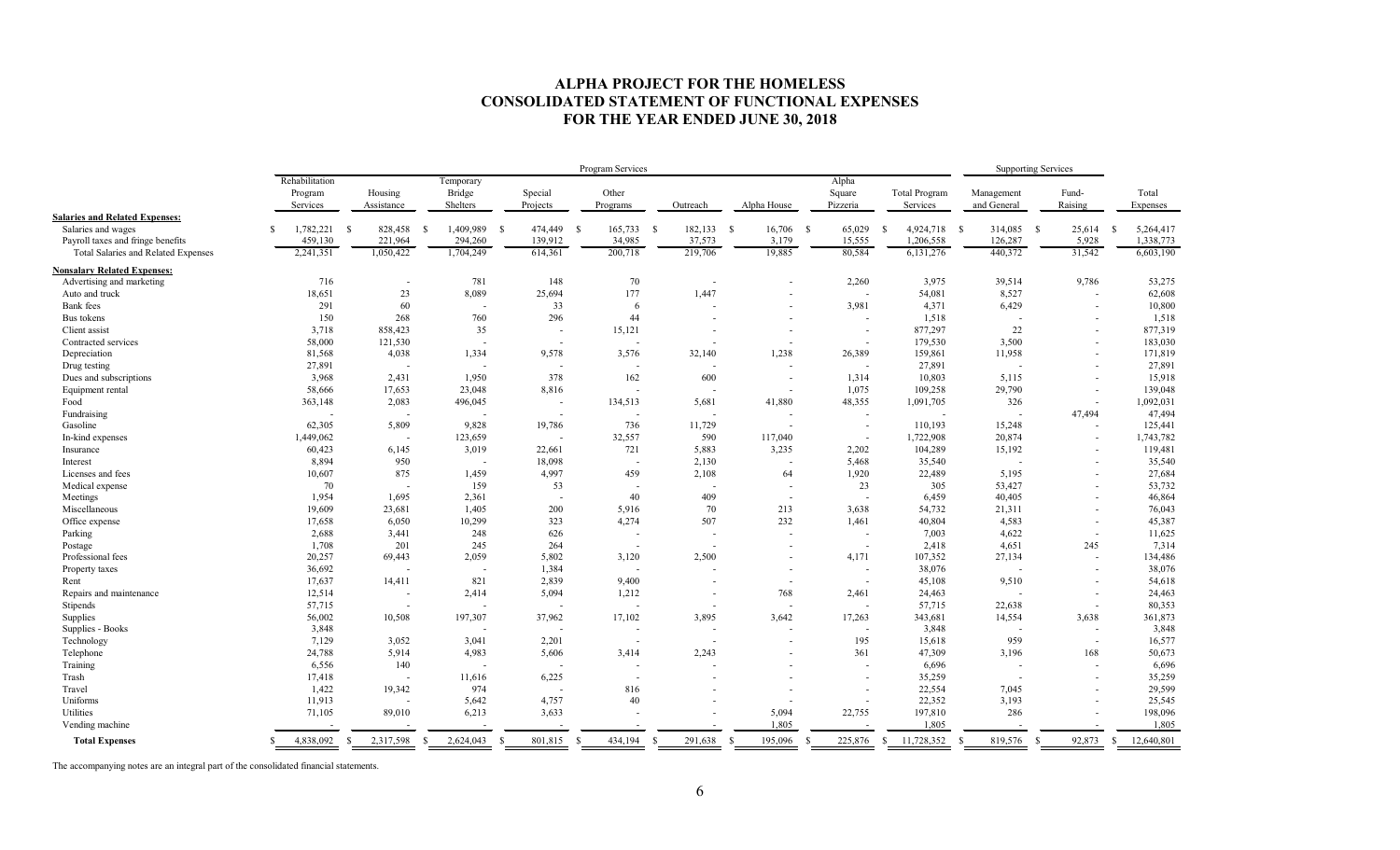# ALPHA PROJECT FOR THE HOMELESS
## CONSOLIDATED STATEMENT OF FUNCTIONAL EXPENSES
## FOR THE YEAR ENDED JUNE 30, 2018

| | Program Services | | | | | | | | | Supporting Services | | |
|---|---|---|---|---|---|---|---|---|---|---|---|---|
| | Rehabilitation Program Services | Housing Assistance | Temporary Bridge Shelters | Special Projects | Other Programs | Outreach | Alpha House | Alpha Square Pizzeria | Total Program Services | Management and General | Fund-Raising | Total Expenses |
| **Salaries and Related Expenses:** | | | | | | | | | | | | |
| Salaries and wages | $ 1,782,221 | $ 828,458 | $ 1,409,989 | $ 474,449 | $ 165,733 | $ 182,133 | $ 16,706 | $ 65,029 | $ 4,924,718 | $ 314,085 | $ 25,614 | $ 5,264,417 |
| Payroll taxes and fringe benefits | 459,130 | 221,964 | 294,260 | 139,912 | 34,985 | 37,573 | 3,179 | 15,555 | 1,206,558 | 126,287 | 5,928 | 1,338,773 |
| Total Salaries and Related Expenses | 2,241,351 | 1,050,422 | 1,704,249 | 614,361 | 200,718 | 219,706 | 19,885 | 80,584 | 6,131,276 | 440,372 | 31,542 | 6,603,190 |
| **Nonsalary Related Expenses:** | | | | | | | | | | | | |
| Advertising and marketing | 716 | - | 781 | 148 | 70 | - | - | 2,260 | 3,975 | 39,514 | 9,786 | 53,275 |
| Auto and truck | 18,651 | 23 | 8,089 | 25,694 | 177 | 1,447 | - | - | 54,081 | 8,527 | - | 62,608 |
| Bank fees | 291 | 60 | - | 33 | 6 | - | - | 3,981 | 4,371 | 6,429 | - | 10,800 |
| Bus tokens | 150 | 268 | 760 | 296 | 44 | - | - | - | 1,518 | - | - | 1,518 |
| Client assist | 3,718 | 858,423 | 35 | - | 15,121 | - | - | - | 877,297 | 22 | - | 877,319 |
| Contracted services | 58,000 | 121,530 | - | - | - | - | - | - | 179,530 | 3,500 | - | 183,030 |
| Depreciation | 81,568 | 4,038 | 1,334 | 9,578 | 3,576 | 32,140 | 1,238 | 26,389 | 159,861 | 11,958 | - | 171,819 |
| Drug testing | 27,891 | - | - | - | - | - | - | - | 27,891 | - | - | 27,891 |
| Dues and subscriptions | 3,968 | 2,431 | 1,950 | 378 | 162 | 600 | - | 1,314 | 10,803 | 5,115 | - | 15,918 |
| Equipment rental | 58,666 | 17,653 | 23,048 | 8,816 | - | - | - | 1,075 | 109,258 | 29,790 | - | 139,048 |
| Food | 363,148 | 2,083 | 496,045 | - | 134,513 | 5,681 | 41,880 | 48,355 | 1,091,705 | 326 | - | 1,092,031 |
| Fundraising | - | - | - | - | - | - | - | - | - | - | 47,494 | 47,494 |
| Gasoline | 62,305 | 5,809 | 9,828 | 19,786 | 736 | 11,729 | - | - | 110,193 | 15,248 | - | 125,441 |
| In-kind expenses | 1,449,062 | - | 123,659 | - | 32,557 | 590 | 117,040 | - | 1,722,908 | 20,874 | - | 1,743,782 |
| Insurance | 60,423 | 6,145 | 3,019 | 22,661 | 721 | 5,883 | 3,235 | 2,202 | 104,289 | 15,192 | - | 119,481 |
| Interest | 8,894 | 950 | - | 18,098 | - | 2,130 | - | 5,468 | 35,540 | - | - | 35,540 |
| Licenses and fees | 10,607 | 875 | 1,459 | 4,997 | 459 | 2,108 | 64 | 1,920 | 22,489 | 5,195 | - | 27,684 |
| Medical expense | 70 | - | 159 | 53 | - | - | - | 23 | 305 | 53,427 | - | 53,732 |
| Meetings | 1,954 | 1,695 | 2,361 | - | 40 | 409 | - | - | 6,459 | 40,405 | - | 46,864 |
| Miscellaneous | 19,609 | 23,681 | 1,405 | 200 | 5,916 | 70 | 213 | 3,638 | 54,732 | 21,311 | - | 76,043 |
| Office expense | 17,658 | 6,050 | 10,299 | 323 | 4,274 | 507 | 232 | 1,461 | 40,804 | 4,583 | - | 45,387 |
| Parking | 2,688 | 3,441 | 248 | 626 | - | - | - | - | 7,003 | 4,622 | - | 11,625 |
| Postage | 1,708 | 201 | 245 | 264 | - | - | - | - | 2,418 | 4,651 | 245 | 7,314 |
| Professional fees | 20,257 | 69,443 | 2,059 | 5,802 | 3,120 | 2,500 | - | 4,171 | 107,352 | 27,134 | - | 134,486 |
| Property taxes | 36,692 | - | - | 1,384 | - | - | - | - | 38,076 | - | - | 38,076 |
| Rent | 17,637 | 14,411 | 821 | 2,839 | 9,400 | - | - | - | 45,108 | 9,510 | - | 54,618 |
| Repairs and maintenance | 12,514 | - | 2,414 | 5,094 | 1,212 | - | 768 | 2,461 | 24,463 | - | - | 24,463 |
| Stipends | 57,715 | - | - | - | - | - | - | - | 57,715 | 22,638 | - | 80,353 |
| Supplies | 56,002 | 10,508 | 197,307 | 37,962 | 17,102 | 3,895 | 3,642 | 17,263 | 343,681 | 14,554 | 3,638 | 361,873 |
| Supplies - Books | 3,848 | - | - | - | - | - | - | - | 3,848 | - | - | 3,848 |
| Technology | 7,129 | 3,052 | 3,041 | 2,201 | - | - | - | 195 | 15,618 | 959 | - | 16,577 |
| Telephone | 24,788 | 5,914 | 4,983 | 5,606 | 3,414 | 2,243 | - | 361 | 47,309 | 3,196 | 168 | 50,673 |
| Training | 6,556 | 140 | - | - | - | - | - | - | 6,696 | - | - | 6,696 |
| Trash | 17,418 | - | 11,616 | 6,225 | - | - | - | - | 35,259 | - | - | 35,259 |
| Travel | 1,422 | 19,342 | 974 | - | 816 | - | - | - | 22,554 | 7,045 | - | 29,599 |
| Uniforms | 11,913 | - | 5,642 | 4,757 | 40 | - | - | - | 22,352 | 3,193 | - | 25,545 |
| Utilities | 71,105 | 89,010 | 6,213 | 3,633 | - | - | 5,094 | 22,755 | 197,810 | 286 | - | 198,096 |
| Vending machine | - | - | - | - | - | - | 1,805 | - | 1,805 | - | - | 1,805 |
| **Total Expenses** | $ 4,838,092 | $ 2,317,598 | $ 2,624,043 | $ 801,815 | $ 434,194 | $ 291,638 | $ 195,096 | $ 225,876 | $ 11,728,352 | $ 819,576 | $ 92,873 | $ 12,640,801 |

The accompanying notes are an integral part of the consolidated financial statements.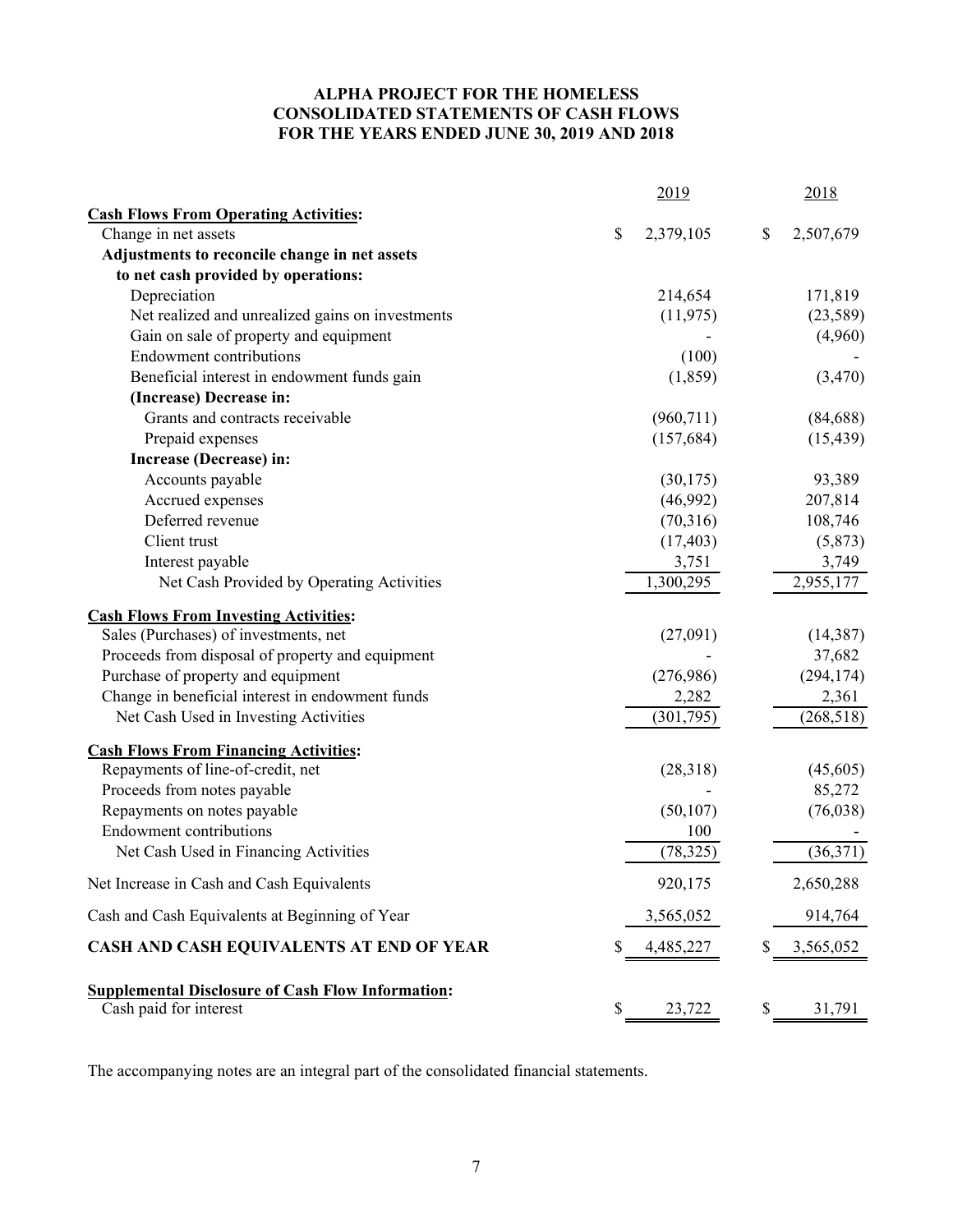**ALPHA PROJECT FOR THE HOMELESS**
**CONSOLIDATED STATEMENTS OF CASH FLOWS**
**FOR THE YEARS ENDED JUNE 30, 2019 AND 2018**

| | 2019 | 2018 |
|---|---|---|
| **Cash Flows From Operating Activities:** | | |
| Change in net assets | $ 2,379,105 | $ 2,507,679 |
| **Adjustments to reconcile change in net assets to net cash provided by operations:** | | |
| Depreciation | 214,654 | 171,819 |
| Net realized and unrealized gains on investments | (11,975) | (23,589) |
| Gain on sale of property and equipment | - | (4,960) |
| Endowment contributions | (100) | - |
| Beneficial interest in endowment funds gain | (1,859) | (3,470) |
| **(Increase) Decrease in:** | | |
| Grants and contracts receivable | (960,711) | (84,688) |
| Prepaid expenses | (157,684) | (15,439) |
| **Increase (Decrease) in:** | | |
| Accounts payable | (30,175) | 93,389 |
| Accrued expenses | (46,992) | 207,814 |
| Deferred revenue | (70,316) | 108,746 |
| Client trust | (17,403) | (5,873) |
| Interest payable | 3,751 | 3,749 |
| Net Cash Provided by Operating Activities | 1,300,295 | 2,955,177 |
| **Cash Flows From Investing Activities:** | | |
| Sales (Purchases) of investments, net | (27,091) | (14,387) |
| Proceeds from disposal of property and equipment | - | 37,682 |
| Purchase of property and equipment | (276,986) | (294,174) |
| Change in beneficial interest in endowment funds | 2,282 | 2,361 |
| Net Cash Used in Investing Activities | (301,795) | (268,518) |
| **Cash Flows From Financing Activities:** | | |
| Repayments of line-of-credit, net | (28,318) | (45,605) |
| Proceeds from notes payable | - | 85,272 |
| Repayments on notes payable | (50,107) | (76,038) |
| Endowment contributions | 100 | - |
| Net Cash Used in Financing Activities | (78,325) | (36,371) |
| Net Increase in Cash and Cash Equivalents | 920,175 | 2,650,288 |
| Cash and Cash Equivalents at Beginning of Year | 3,565,052 | 914,764 |
| **CASH AND CASH EQUIVALENTS AT END OF YEAR** | $ 4,485,227 | $ 3,565,052 |
| **Supplemental Disclosure of Cash Flow Information:** | | |
| Cash paid for interest | $ 23,722 | $ 31,791 |

The accompanying notes are an integral part of the consolidated financial statements.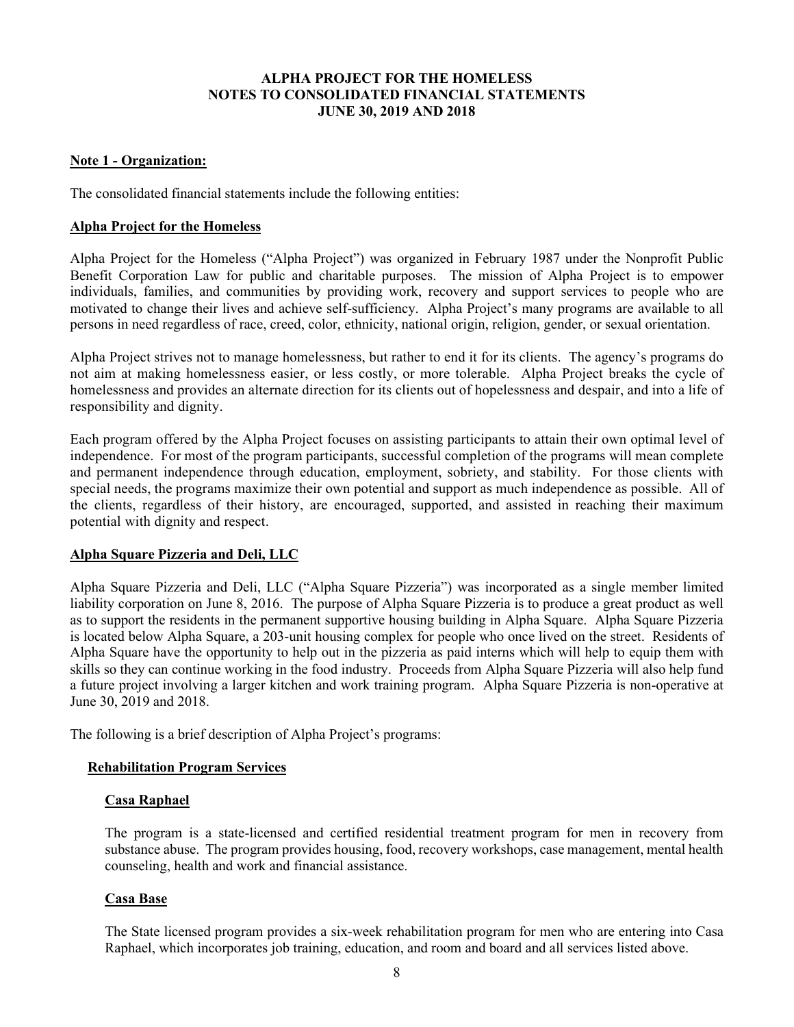# ALPHA PROJECT FOR THE HOMELESS
# NOTES TO CONSOLIDATED FINANCIAL STATEMENTS
# JUNE 30, 2019 AND 2018

## Note 1 - Organization:

The consolidated financial statements include the following entities:

### Alpha Project for the Homeless

Alpha Project for the Homeless ("Alpha Project") was organized in February 1987 under the Nonprofit Public Benefit Corporation Law for public and charitable purposes. The mission of Alpha Project is to empower individuals, families, and communities by providing work, recovery and support services to people who are motivated to change their lives and achieve self-sufficiency. Alpha Project's many programs are available to all persons in need regardless of race, creed, color, ethnicity, national origin, religion, gender, or sexual orientation.

Alpha Project strives not to manage homelessness, but rather to end it for its clients. The agency's programs do not aim at making homelessness easier, or less costly, or more tolerable. Alpha Project breaks the cycle of homelessness and provides an alternate direction for its clients out of hopelessness and despair, and into a life of responsibility and dignity.

Each program offered by the Alpha Project focuses on assisting participants to attain their own optimal level of independence. For most of the program participants, successful completion of the programs will mean complete and permanent independence through education, employment, sobriety, and stability. For those clients with special needs, the programs maximize their own potential and support as much independence as possible. All of the clients, regardless of their history, are encouraged, supported, and assisted in reaching their maximum potential with dignity and respect.

### Alpha Square Pizzeria and Deli, LLC

Alpha Square Pizzeria and Deli, LLC ("Alpha Square Pizzeria") was incorporated as a single member limited liability corporation on June 8, 2016. The purpose of Alpha Square Pizzeria is to produce a great product as well as to support the residents in the permanent supportive housing building in Alpha Square. Alpha Square Pizzeria is located below Alpha Square, a 203-unit housing complex for people who once lived on the street. Residents of Alpha Square have the opportunity to help out in the pizzeria as paid interns which will help to equip them with skills so they can continue working in the food industry. Proceeds from Alpha Square Pizzeria will also help fund a future project involving a larger kitchen and work training program. Alpha Square Pizzeria is non-operative at June 30, 2019 and 2018.

The following is a brief description of Alpha Project's programs:

#### Rehabilitation Program Services

##### Casa Raphael

The program is a state-licensed and certified residential treatment program for men in recovery from substance abuse. The program provides housing, food, recovery workshops, case management, mental health counseling, health and work and financial assistance.

##### Casa Base

The State licensed program provides a six-week rehabilitation program for men who are entering into Casa Raphael, which incorporates job training, education, and room and board and all services listed above.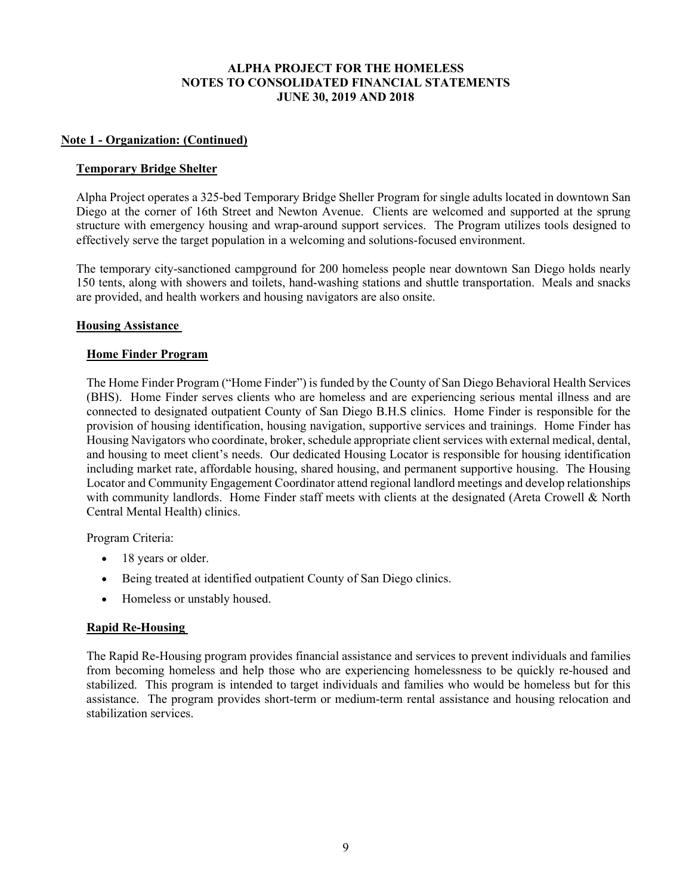# ALPHA PROJECT FOR THE HOMELESS
## NOTES TO CONSOLIDATED FINANCIAL STATEMENTS
## JUNE 30, 2019 AND 2018

**Note 1 - Organization: (Continued)**

**Temporary Bridge Shelter**

Alpha Project operates a 325-bed Temporary Bridge Sheller Program for single adults located in downtown San Diego at the corner of 16th Street and Newton Avenue. Clients are welcomed and supported at the sprung structure with emergency housing and wrap-around support services. The Program utilizes tools designed to effectively serve the target population in a welcoming and solutions-focused environment.

The temporary city-sanctioned campground for 200 homeless people near downtown San Diego holds nearly 150 tents, along with showers and toilets, hand-washing stations and shuttle transportation. Meals and snacks are provided, and health workers and housing navigators are also onsite.

**Housing Assistance**

**Home Finder Program**

The Home Finder Program ("Home Finder") is funded by the County of San Diego Behavioral Health Services (BHS). Home Finder serves clients who are homeless and are experiencing serious mental illness and are connected to designated outpatient County of San Diego B.H.S clinics. Home Finder is responsible for the provision of housing identification, housing navigation, supportive services and trainings. Home Finder has Housing Navigators who coordinate, broker, schedule appropriate client services with external medical, dental, and housing to meet client's needs. Our dedicated Housing Locator is responsible for housing identification including market rate, affordable housing, shared housing, and permanent supportive housing. The Housing Locator and Community Engagement Coordinator attend regional landlord meetings and develop relationships with community landlords. Home Finder staff meets with clients at the designated (Areta Crowell & North Central Mental Health) clinics.

Program Criteria:

- 18 years or older.
- Being treated at identified outpatient County of San Diego clinics.
- Homeless or unstably housed.

**Rapid Re-Housing**

The Rapid Re-Housing program provides financial assistance and services to prevent individuals and families from becoming homeless and help those who are experiencing homelessness to be quickly re-housed and stabilized. This program is intended to target individuals and families who would be homeless but for this assistance. The program provides short-term or medium-term rental assistance and housing relocation and stabilization services.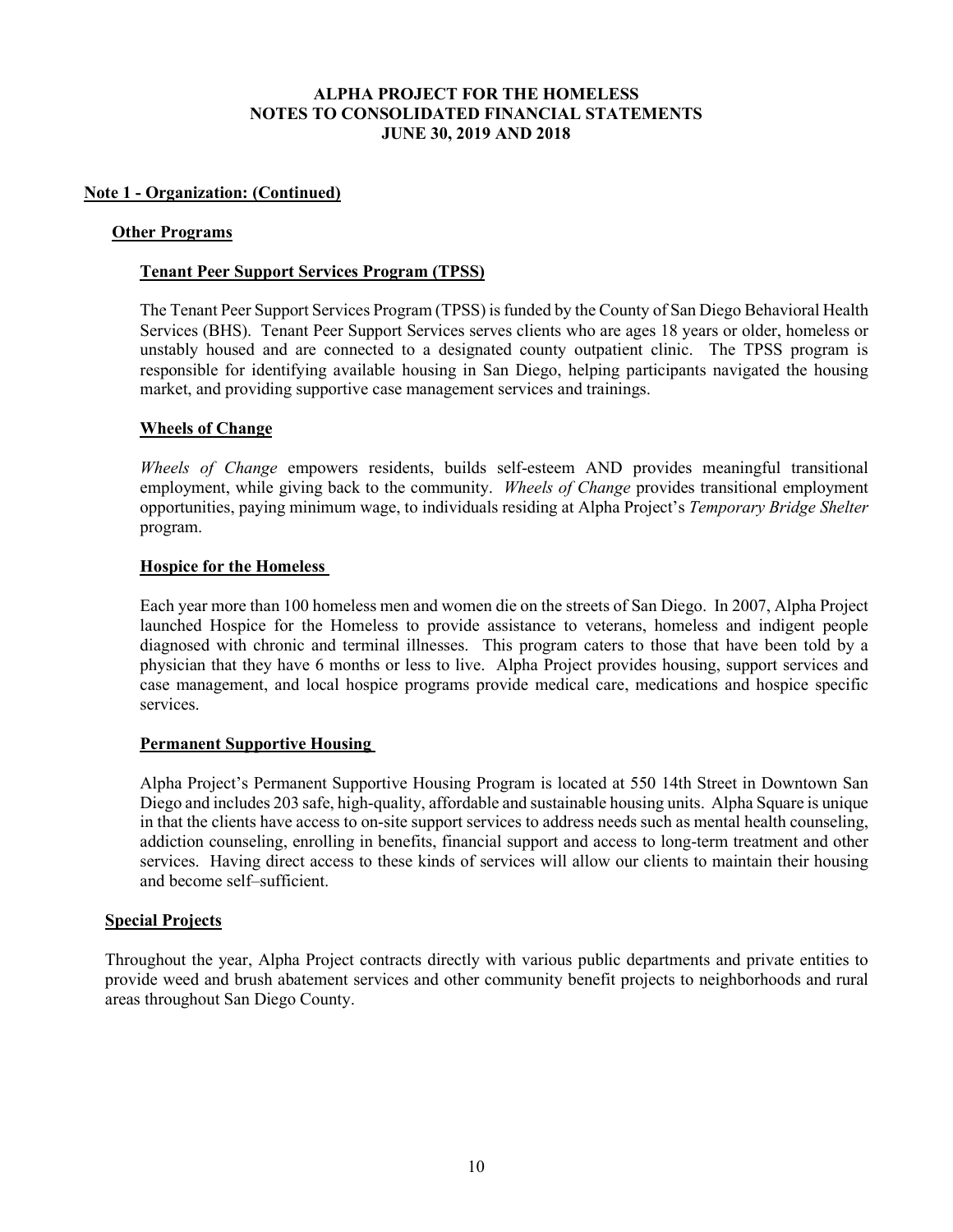**ALPHA PROJECT FOR THE HOMELESS**
**NOTES TO CONSOLIDATED FINANCIAL STATEMENTS**
**JUNE 30, 2019 AND 2018**

## Note 1 - Organization: (Continued)

### Other Programs

#### Tenant Peer Support Services Program (TPSS)

The Tenant Peer Support Services Program (TPSS) is funded by the County of San Diego Behavioral Health Services (BHS). Tenant Peer Support Services serves clients who are ages 18 years or older, homeless or unstably housed and are connected to a designated county outpatient clinic. The TPSS program is responsible for identifying available housing in San Diego, helping participants navigated the housing market, and providing supportive case management services and trainings.

#### Wheels of Change

*Wheels of Change* empowers residents, builds self-esteem AND provides meaningful transitional employment, while giving back to the community. *Wheels of Change* provides transitional employment opportunities, paying minimum wage, to individuals residing at Alpha Project's *Temporary Bridge Shelter* program.

#### Hospice for the Homeless

Each year more than 100 homeless men and women die on the streets of San Diego. In 2007, Alpha Project launched Hospice for the Homeless to provide assistance to veterans, homeless and indigent people diagnosed with chronic and terminal illnesses. This program caters to those that have been told by a physician that they have 6 months or less to live. Alpha Project provides housing, support services and case management, and local hospice programs provide medical care, medications and hospice specific services.

#### Permanent Supportive Housing

Alpha Project's Permanent Supportive Housing Program is located at 550 14th Street in Downtown San Diego and includes 203 safe, high-quality, affordable and sustainable housing units. Alpha Square is unique in that the clients have access to on-site support services to address needs such as mental health counseling, addiction counseling, enrolling in benefits, financial support and access to long-term treatment and other services. Having direct access to these kinds of services will allow our clients to maintain their housing and become self–sufficient.

### Special Projects

Throughout the year, Alpha Project contracts directly with various public departments and private entities to provide weed and brush abatement services and other community benefit projects to neighborhoods and rural areas throughout San Diego County.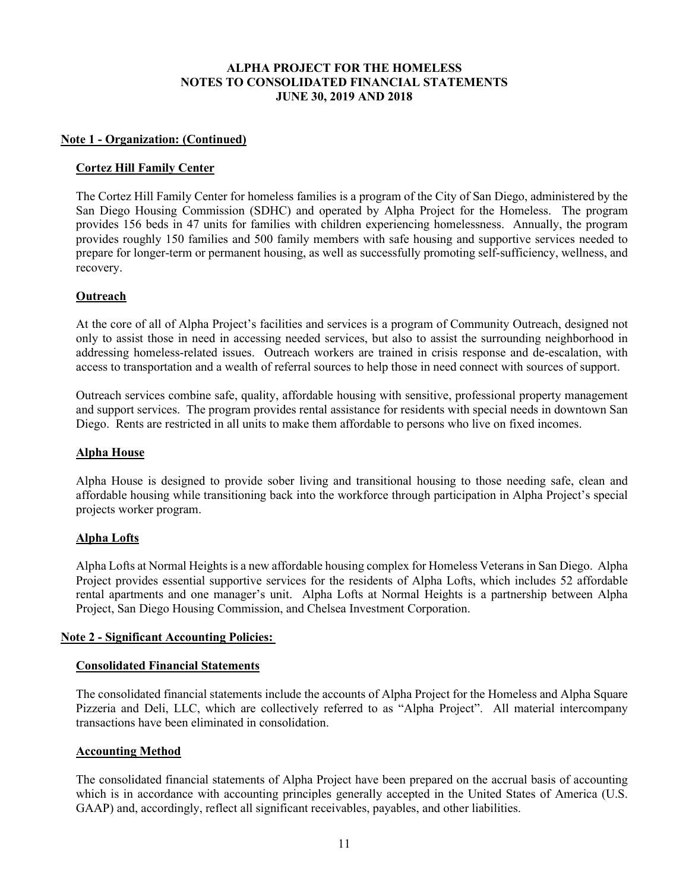## Note 1 - Organization: (Continued)

### Cortez Hill Family Center

The Cortez Hill Family Center for homeless families is a program of the City of San Diego, administered by the San Diego Housing Commission (SDHC) and operated by Alpha Project for the Homeless. The program provides 156 beds in 47 units for families with children experiencing homelessness. Annually, the program provides roughly 150 families and 500 family members with safe housing and supportive services needed to prepare for longer-term or permanent housing, as well as successfully promoting self-sufficiency, wellness, and recovery.

### Outreach

At the core of all of Alpha Project's facilities and services is a program of Community Outreach, designed not only to assist those in need in accessing needed services, but also to assist the surrounding neighborhood in addressing homeless-related issues. Outreach workers are trained in crisis response and de-escalation, with access to transportation and a wealth of referral sources to help those in need connect with sources of support.

Outreach services combine safe, quality, affordable housing with sensitive, professional property management and support services. The program provides rental assistance for residents with special needs in downtown San Diego. Rents are restricted in all units to make them affordable to persons who live on fixed incomes.

### Alpha House

Alpha House is designed to provide sober living and transitional housing to those needing safe, clean and affordable housing while transitioning back into the workforce through participation in Alpha Project's special projects worker program.

### Alpha Lofts

Alpha Lofts at Normal Heights is a new affordable housing complex for Homeless Veterans in San Diego. Alpha Project provides essential supportive services for the residents of Alpha Lofts, which includes 52 affordable rental apartments and one manager's unit. Alpha Lofts at Normal Heights is a partnership between Alpha Project, San Diego Housing Commission, and Chelsea Investment Corporation.

## Note 2 - Significant Accounting Policies:

### Consolidated Financial Statements

The consolidated financial statements include the accounts of Alpha Project for the Homeless and Alpha Square Pizzeria and Deli, LLC, which are collectively referred to as "Alpha Project". All material intercompany transactions have been eliminated in consolidation.

### Accounting Method

The consolidated financial statements of Alpha Project have been prepared on the accrual basis of accounting which is in accordance with accounting principles generally accepted in the United States of America (U.S. GAAP) and, accordingly, reflect all significant receivables, payables, and other liabilities.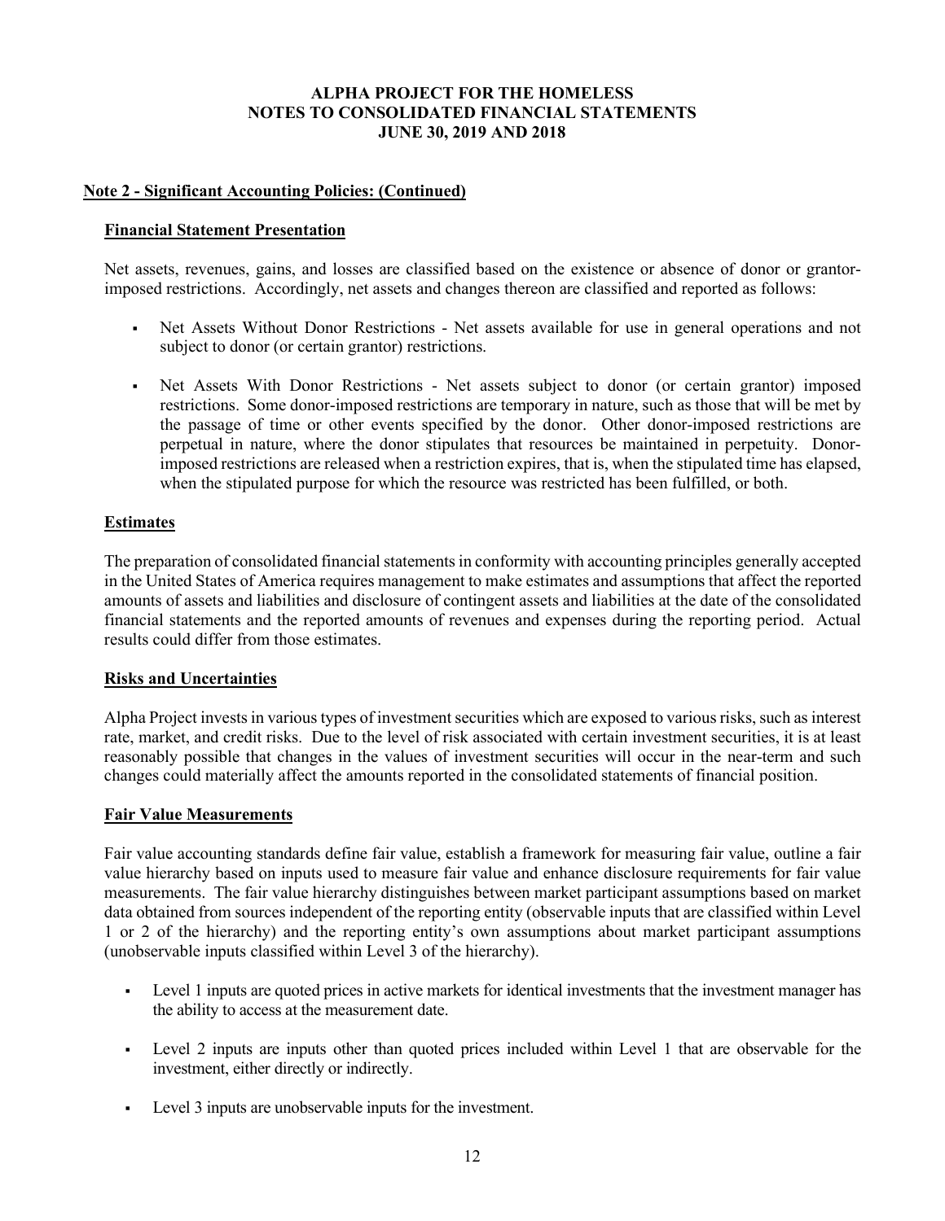**ALPHA PROJECT FOR THE HOMELESS**
**NOTES TO CONSOLIDATED FINANCIAL STATEMENTS**
**JUNE 30, 2019 AND 2018**

## Note 2 - Significant Accounting Policies: (Continued)

### Financial Statement Presentation

Net assets, revenues, gains, and losses are classified based on the existence or absence of donor or grantor-imposed restrictions. Accordingly, net assets and changes thereon are classified and reported as follows:

- Net Assets Without Donor Restrictions - Net assets available for use in general operations and not subject to donor (or certain grantor) restrictions.
- Net Assets With Donor Restrictions - Net assets subject to donor (or certain grantor) imposed restrictions. Some donor-imposed restrictions are temporary in nature, such as those that will be met by the passage of time or other events specified by the donor. Other donor-imposed restrictions are perpetual in nature, where the donor stipulates that resources be maintained in perpetuity. Donor-imposed restrictions are released when a restriction expires, that is, when the stipulated time has elapsed, when the stipulated purpose for which the resource was restricted has been fulfilled, or both.

### Estimates

The preparation of consolidated financial statements in conformity with accounting principles generally accepted in the United States of America requires management to make estimates and assumptions that affect the reported amounts of assets and liabilities and disclosure of contingent assets and liabilities at the date of the consolidated financial statements and the reported amounts of revenues and expenses during the reporting period. Actual results could differ from those estimates.

### Risks and Uncertainties

Alpha Project invests in various types of investment securities which are exposed to various risks, such as interest rate, market, and credit risks. Due to the level of risk associated with certain investment securities, it is at least reasonably possible that changes in the values of investment securities will occur in the near-term and such changes could materially affect the amounts reported in the consolidated statements of financial position.

### Fair Value Measurements

Fair value accounting standards define fair value, establish a framework for measuring fair value, outline a fair value hierarchy based on inputs used to measure fair value and enhance disclosure requirements for fair value measurements. The fair value hierarchy distinguishes between market participant assumptions based on market data obtained from sources independent of the reporting entity (observable inputs that are classified within Level 1 or 2 of the hierarchy) and the reporting entity's own assumptions about market participant assumptions (unobservable inputs classified within Level 3 of the hierarchy).

- Level 1 inputs are quoted prices in active markets for identical investments that the investment manager has the ability to access at the measurement date.
- Level 2 inputs are inputs other than quoted prices included within Level 1 that are observable for the investment, either directly or indirectly.
- Level 3 inputs are unobservable inputs for the investment.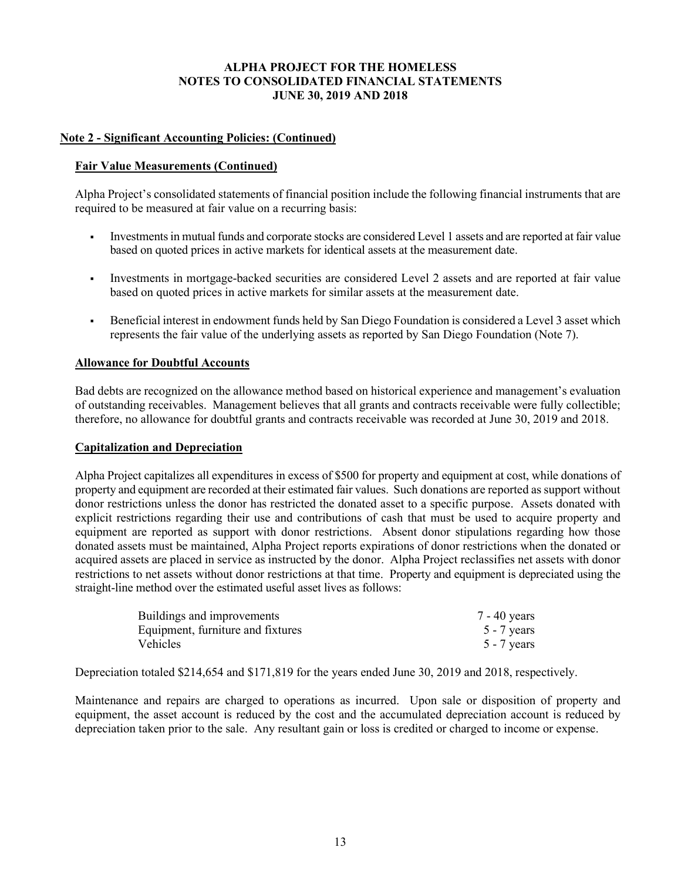## Note 2 - Significant Accounting Policies: (Continued)

### Fair Value Measurements (Continued)

Alpha Project's consolidated statements of financial position include the following financial instruments that are required to be measured at fair value on a recurring basis:

- Investments in mutual funds and corporate stocks are considered Level 1 assets and are reported at fair value based on quoted prices in active markets for identical assets at the measurement date.
- Investments in mortgage-backed securities are considered Level 2 assets and are reported at fair value based on quoted prices in active markets for similar assets at the measurement date.
- Beneficial interest in endowment funds held by San Diego Foundation is considered a Level 3 asset which represents the fair value of the underlying assets as reported by San Diego Foundation (Note 7).

### Allowance for Doubtful Accounts

Bad debts are recognized on the allowance method based on historical experience and management's evaluation of outstanding receivables. Management believes that all grants and contracts receivable were fully collectible; therefore, no allowance for doubtful grants and contracts receivable was recorded at June 30, 2019 and 2018.

### Capitalization and Depreciation

Alpha Project capitalizes all expenditures in excess of $500 for property and equipment at cost, while donations of property and equipment are recorded at their estimated fair values. Such donations are reported as support without donor restrictions unless the donor has restricted the donated asset to a specific purpose. Assets donated with explicit restrictions regarding their use and contributions of cash that must be used to acquire property and equipment are reported as support with donor restrictions. Absent donor stipulations regarding how those donated assets must be maintained, Alpha Project reports expirations of donor restrictions when the donated or acquired assets are placed in service as instructed by the donor. Alpha Project reclassifies net assets with donor restrictions to net assets without donor restrictions at that time. Property and equipment is depreciated using the straight-line method over the estimated useful asset lives as follows:

| | |
|---|---|
| Buildings and improvements | 7 - 40 years |
| Equipment, furniture and fixtures | 5 - 7 years |
| Vehicles | 5 - 7 years |

Depreciation totaled $214,654 and $171,819 for the years ended June 30, 2019 and 2018, respectively.

Maintenance and repairs are charged to operations as incurred. Upon sale or disposition of property and equipment, the asset account is reduced by the cost and the accumulated depreciation account is reduced by depreciation taken prior to the sale. Any resultant gain or loss is credited or charged to income or expense.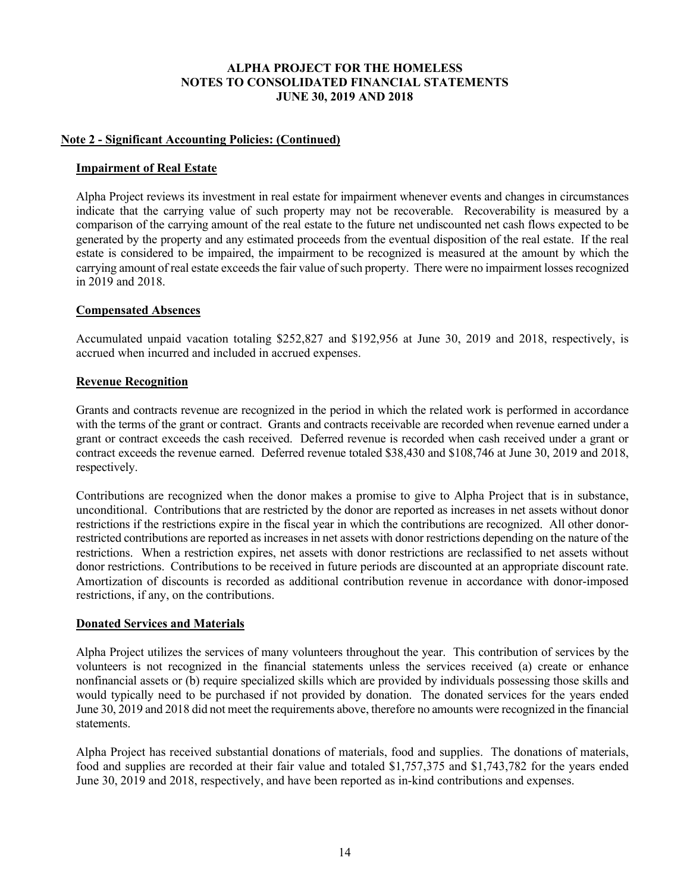### Note 2 - Significant Accounting Policies: (Continued)

#### Impairment of Real Estate

Alpha Project reviews its investment in real estate for impairment whenever events and changes in circumstances indicate that the carrying value of such property may not be recoverable. Recoverability is measured by a comparison of the carrying amount of the real estate to the future net undiscounted net cash flows expected to be generated by the property and any estimated proceeds from the eventual disposition of the real estate. If the real estate is considered to be impaired, the impairment to be recognized is measured at the amount by which the carrying amount of real estate exceeds the fair value of such property. There were no impairment losses recognized in 2019 and 2018.

#### Compensated Absences

Accumulated unpaid vacation totaling $252,827 and $192,956 at June 30, 2019 and 2018, respectively, is accrued when incurred and included in accrued expenses.

#### Revenue Recognition

Grants and contracts revenue are recognized in the period in which the related work is performed in accordance with the terms of the grant or contract. Grants and contracts receivable are recorded when revenue earned under a grant or contract exceeds the cash received. Deferred revenue is recorded when cash received under a grant or contract exceeds the revenue earned. Deferred revenue totaled $38,430 and $108,746 at June 30, 2019 and 2018, respectively.

Contributions are recognized when the donor makes a promise to give to Alpha Project that is in substance, unconditional. Contributions that are restricted by the donor are reported as increases in net assets without donor restrictions if the restrictions expire in the fiscal year in which the contributions are recognized. All other donor-restricted contributions are reported as increases in net assets with donor restrictions depending on the nature of the restrictions. When a restriction expires, net assets with donor restrictions are reclassified to net assets without donor restrictions. Contributions to be received in future periods are discounted at an appropriate discount rate. Amortization of discounts is recorded as additional contribution revenue in accordance with donor-imposed restrictions, if any, on the contributions.

#### Donated Services and Materials

Alpha Project utilizes the services of many volunteers throughout the year. This contribution of services by the volunteers is not recognized in the financial statements unless the services received (a) create or enhance nonfinancial assets or (b) require specialized skills which are provided by individuals possessing those skills and would typically need to be purchased if not provided by donation. The donated services for the years ended June 30, 2019 and 2018 did not meet the requirements above, therefore no amounts were recognized in the financial statements.

Alpha Project has received substantial donations of materials, food and supplies. The donations of materials, food and supplies are recorded at their fair value and totaled $1,757,375 and $1,743,782 for the years ended June 30, 2019 and 2018, respectively, and have been reported as in-kind contributions and expenses.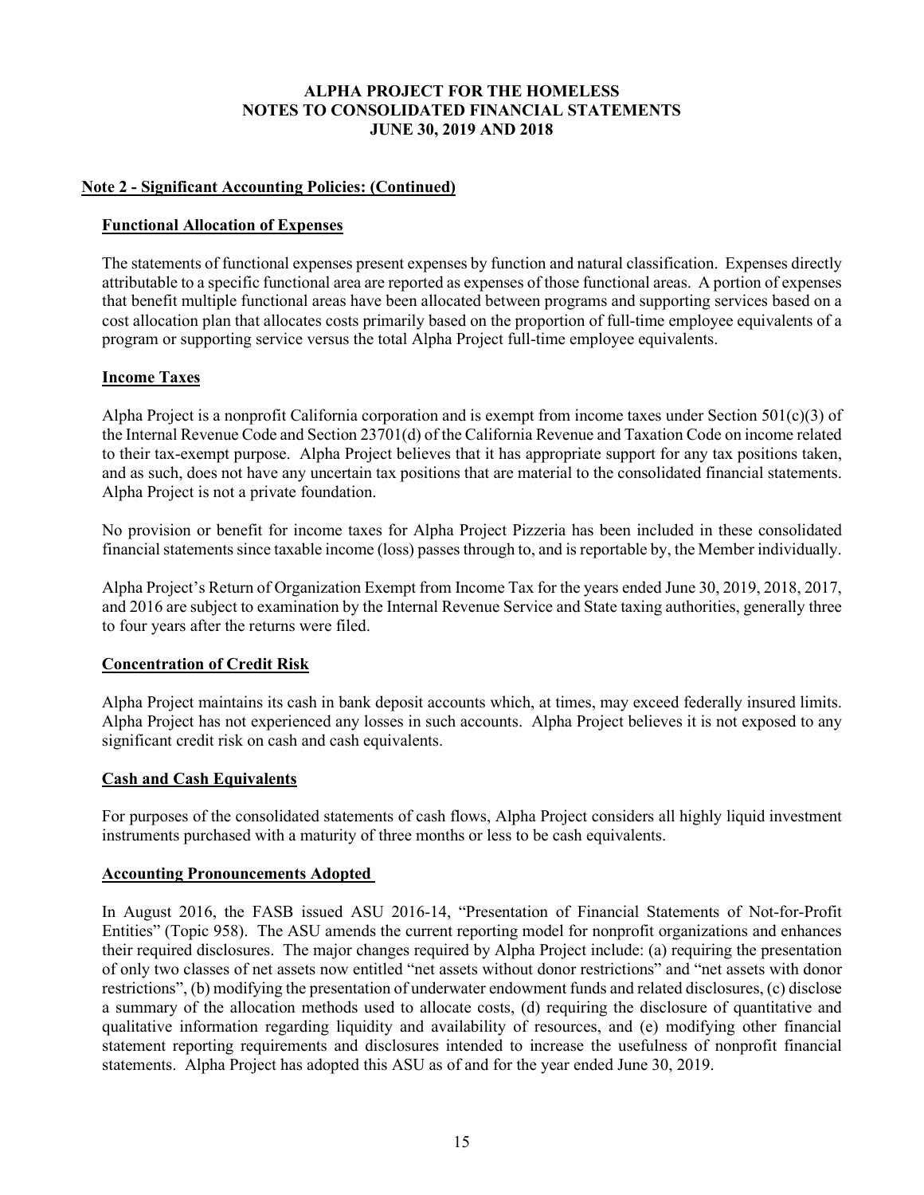# ALPHA PROJECT FOR THE HOMELESS
# NOTES TO CONSOLIDATED FINANCIAL STATEMENTS
# JUNE 30, 2019 AND 2018

## Note 2 - Significant Accounting Policies: (Continued)

### Functional Allocation of Expenses

The statements of functional expenses present expenses by function and natural classification. Expenses directly attributable to a specific functional area are reported as expenses of those functional areas. A portion of expenses that benefit multiple functional areas have been allocated between programs and supporting services based on a cost allocation plan that allocates costs primarily based on the proportion of full-time employee equivalents of a program or supporting service versus the total Alpha Project full-time employee equivalents.

### Income Taxes

Alpha Project is a nonprofit California corporation and is exempt from income taxes under Section 501(c)(3) of the Internal Revenue Code and Section 23701(d) of the California Revenue and Taxation Code on income related to their tax-exempt purpose. Alpha Project believes that it has appropriate support for any tax positions taken, and as such, does not have any uncertain tax positions that are material to the consolidated financial statements. Alpha Project is not a private foundation.

No provision or benefit for income taxes for Alpha Project Pizzeria has been included in these consolidated financial statements since taxable income (loss) passes through to, and is reportable by, the Member individually.

Alpha Project's Return of Organization Exempt from Income Tax for the years ended June 30, 2019, 2018, 2017, and 2016 are subject to examination by the Internal Revenue Service and State taxing authorities, generally three to four years after the returns were filed.

### Concentration of Credit Risk

Alpha Project maintains its cash in bank deposit accounts which, at times, may exceed federally insured limits. Alpha Project has not experienced any losses in such accounts. Alpha Project believes it is not exposed to any significant credit risk on cash and cash equivalents.

### Cash and Cash Equivalents

For purposes of the consolidated statements of cash flows, Alpha Project considers all highly liquid investment instruments purchased with a maturity of three months or less to be cash equivalents.

### Accounting Pronouncements Adopted

In August 2016, the FASB issued ASU 2016-14, "Presentation of Financial Statements of Not-for-Profit Entities" (Topic 958). The ASU amends the current reporting model for nonprofit organizations and enhances their required disclosures. The major changes required by Alpha Project include: (a) requiring the presentation of only two classes of net assets now entitled "net assets without donor restrictions" and "net assets with donor restrictions", (b) modifying the presentation of underwater endowment funds and related disclosures, (c) disclose a summary of the allocation methods used to allocate costs, (d) requiring the disclosure of quantitative and qualitative information regarding liquidity and availability of resources, and (e) modifying other financial statement reporting requirements and disclosures intended to increase the usefulness of nonprofit financial statements. Alpha Project has adopted this ASU as of and for the year ended June 30, 2019.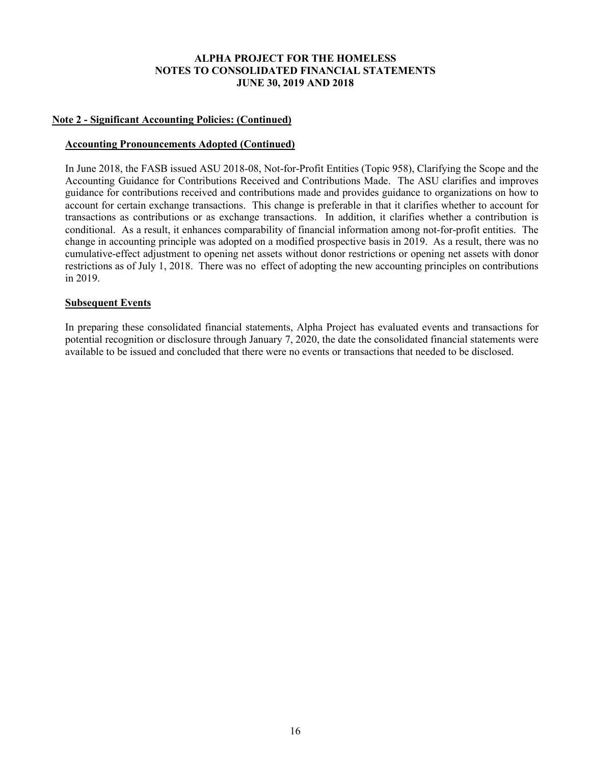## Note 2 - Significant Accounting Policies: (Continued)

### Accounting Pronouncements Adopted (Continued)

In June 2018, the FASB issued ASU 2018-08, Not-for-Profit Entities (Topic 958), Clarifying the Scope and the Accounting Guidance for Contributions Received and Contributions Made. The ASU clarifies and improves guidance for contributions received and contributions made and provides guidance to organizations on how to account for certain exchange transactions. This change is preferable in that it clarifies whether to account for transactions as contributions or as exchange transactions. In addition, it clarifies whether a contribution is conditional. As a result, it enhances comparability of financial information among not-for-profit entities. The change in accounting principle was adopted on a modified prospective basis in 2019. As a result, there was no cumulative-effect adjustment to opening net assets without donor restrictions or opening net assets with donor restrictions as of July 1, 2018. There was no effect of adopting the new accounting principles on contributions in 2019.

### Subsequent Events

In preparing these consolidated financial statements, Alpha Project has evaluated events and transactions for potential recognition or disclosure through January 7, 2020, the date the consolidated financial statements were available to be issued and concluded that there were no events or transactions that needed to be disclosed.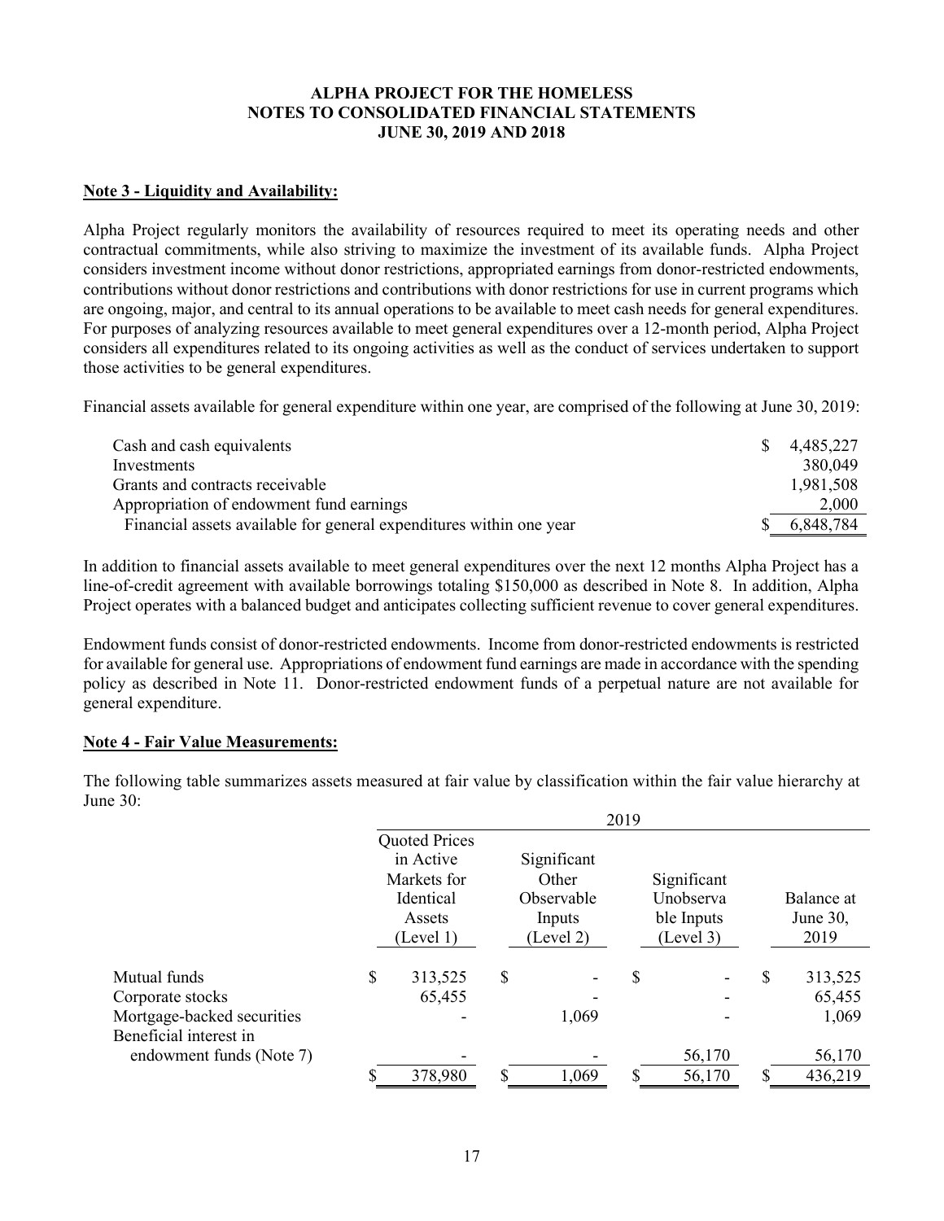**ALPHA PROJECT FOR THE HOMELESS**
**NOTES TO CONSOLIDATED FINANCIAL STATEMENTS**
**JUNE 30, 2019 AND 2018**

## Note 3 - Liquidity and Availability:

Alpha Project regularly monitors the availability of resources required to meet its operating needs and other contractual commitments, while also striving to maximize the investment of its available funds. Alpha Project considers investment income without donor restrictions, appropriated earnings from donor-restricted endowments, contributions without donor restrictions and contributions with donor restrictions for use in current programs which are ongoing, major, and central to its annual operations to be available to meet cash needs for general expenditures. For purposes of analyzing resources available to meet general expenditures over a 12-month period, Alpha Project considers all expenditures related to its ongoing activities as well as the conduct of services undertaken to support those activities to be general expenditures.

Financial assets available for general expenditure within one year, are comprised of the following at June 30, 2019:

| | |
|---|---|
| Cash and cash equivalents | $ 4,485,227 |
| Investments | 380,049 |
| Grants and contracts receivable | 1,981,508 |
| Appropriation of endowment fund earnings | 2,000 |
| Financial assets available for general expenditures within one year | $ 6,848,784 |

In addition to financial assets available to meet general expenditures over the next 12 months Alpha Project has a line-of-credit agreement with available borrowings totaling $150,000 as described in Note 8. In addition, Alpha Project operates with a balanced budget and anticipates collecting sufficient revenue to cover general expenditures.

Endowment funds consist of donor-restricted endowments. Income from donor-restricted endowments is restricted for available for general use. Appropriations of endowment fund earnings are made in accordance with the spending policy as described in Note 11. Donor-restricted endowment funds of a perpetual nature are not available for general expenditure.

## Note 4 - Fair Value Measurements:

The following table summarizes assets measured at fair value by classification within the fair value hierarchy at June 30:

| | 2019 | | | |
|---|---|---|---|---|
| | Quoted Prices in Active Markets for Identical Assets (Level 1) | Significant Other Observable Inputs (Level 2) | Significant Unobservable Inputs (Level 3) | Balance at June 30, 2019 |
| Mutual funds | $ 313,525 | $ - | $ - | $ 313,525 |
| Corporate stocks | 65,455 | - | - | 65,455 |
| Mortgage-backed securities | - | 1,069 | - | 1,069 |
| Beneficial interest in endowment funds (Note 7) | - | - | 56,170 | 56,170 |
| | $ 378,980 | $ 1,069 | $ 56,170 | $ 436,219 |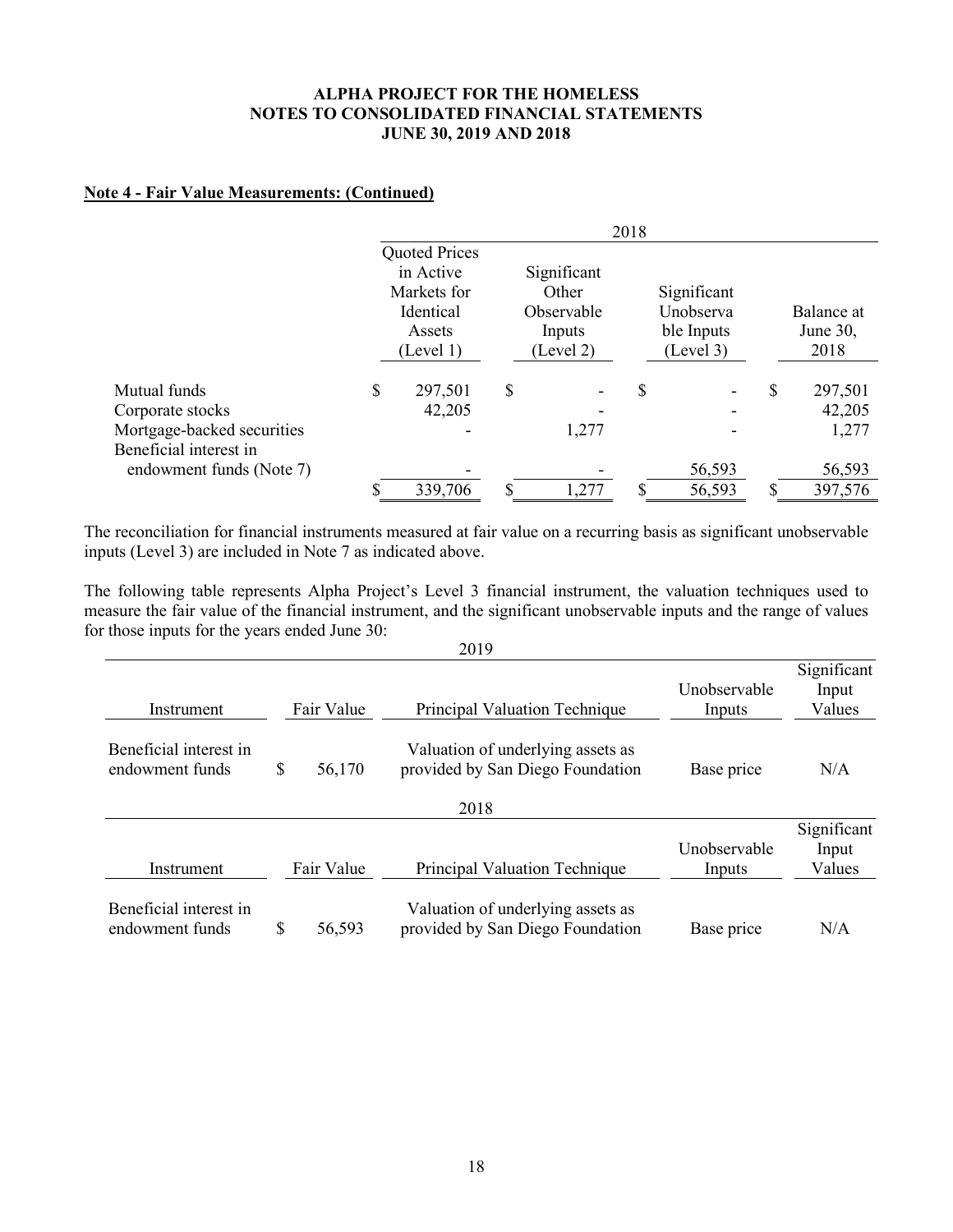## Note 4 - Fair Value Measurements: (Continued)

| | 2018 | | | |
|---|---|---|---|---|
| | Quoted Prices in Active Markets for Identical Assets (Level 1) | Significant Other Observable Inputs (Level 2) | Significant Unobservable Inputs (Level 3) | Balance at June 30, 2018 |
| Mutual funds | $ 297,501 | $ - | $ - | $ 297,501 |
| Corporate stocks | 42,205 | - | - | 42,205 |
| Mortgage-backed securities | - | 1,277 | - | 1,277 |
| Beneficial interest in endowment funds (Note 7) | - | - | 56,593 | 56,593 |
| | $ 339,706 | $ 1,277 | $ 56,593 | $ 397,576 |

The reconciliation for financial instruments measured at fair value on a recurring basis as significant unobservable inputs (Level 3) are included in Note 7 as indicated above.

The following table represents Alpha Project's Level 3 financial instrument, the valuation techniques used to measure the fair value of the financial instrument, and the significant unobservable inputs and the range of values for those inputs for the years ended June 30:

2019

| Instrument | Fair Value | Principal Valuation Technique | Unobservable Inputs | Significant Input Values |
|---|---|---|---|---|
| Beneficial interest in endowment funds | $ 56,170 | Valuation of underlying assets as provided by San Diego Foundation | Base price | N/A |

2018

| Instrument | Fair Value | Principal Valuation Technique | Unobservable Inputs | Significant Input Values |
|---|---|---|---|---|
| Beneficial interest in endowment funds | $ 56,593 | Valuation of underlying assets as provided by San Diego Foundation | Base price | N/A |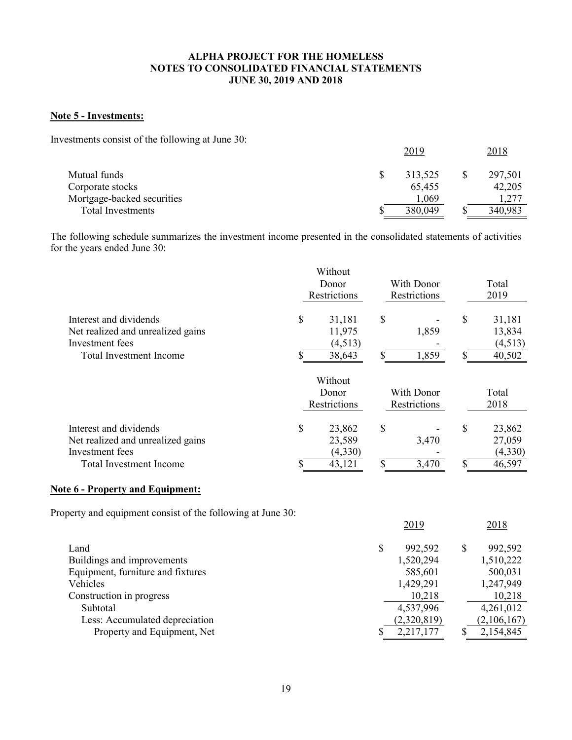ALPHA PROJECT FOR THE HOMELESS
NOTES TO CONSOLIDATED FINANCIAL STATEMENTS
JUNE 30, 2019 AND 2018

**Note 5 - Investments:**

Investments consist of the following at June 30:

| | 2019 | 2018 |
|---|---|---|
| Mutual funds | $ 313,525 | $ 297,501 |
| Corporate stocks | 65,455 | 42,205 |
| Mortgage-backed securities | 1,069 | 1,277 |
| Total Investments | $ 380,049 | $ 340,983 |

The following schedule summarizes the investment income presented in the consolidated statements of activities for the years ended June 30:

| | Without Donor Restrictions | With Donor Restrictions | Total 2019 |
|---|---|---|---|
| Interest and dividends | $ 31,181 | $ - | $ 31,181 |
| Net realized and unrealized gains | 11,975 | 1,859 | 13,834 |
| Investment fees | (4,513) | - | (4,513) |
| Total Investment Income | $ 38,643 | $ 1,859 | $ 40,502 |

| | Without Donor Restrictions | With Donor Restrictions | Total 2018 |
|---|---|---|---|
| Interest and dividends | $ 23,862 | $ - | $ 23,862 |
| Net realized and unrealized gains | 23,589 | 3,470 | 27,059 |
| Investment fees | (4,330) | - | (4,330) |
| Total Investment Income | $ 43,121 | $ 3,470 | $ 46,597 |

**Note 6 - Property and Equipment:**

Property and equipment consist of the following at June 30:

| | 2019 | 2018 |
|---|---|---|
| Land | $ 992,592 | $ 992,592 |
| Buildings and improvements | 1,520,294 | 1,510,222 |
| Equipment, furniture and fixtures | 585,601 | 500,031 |
| Vehicles | 1,429,291 | 1,247,949 |
| Construction in progress | 10,218 | 10,218 |
| Subtotal | 4,537,996 | 4,261,012 |
| Less: Accumulated depreciation | (2,320,819) | (2,106,167) |
| Property and Equipment, Net | $ 2,217,177 | $ 2,154,845 |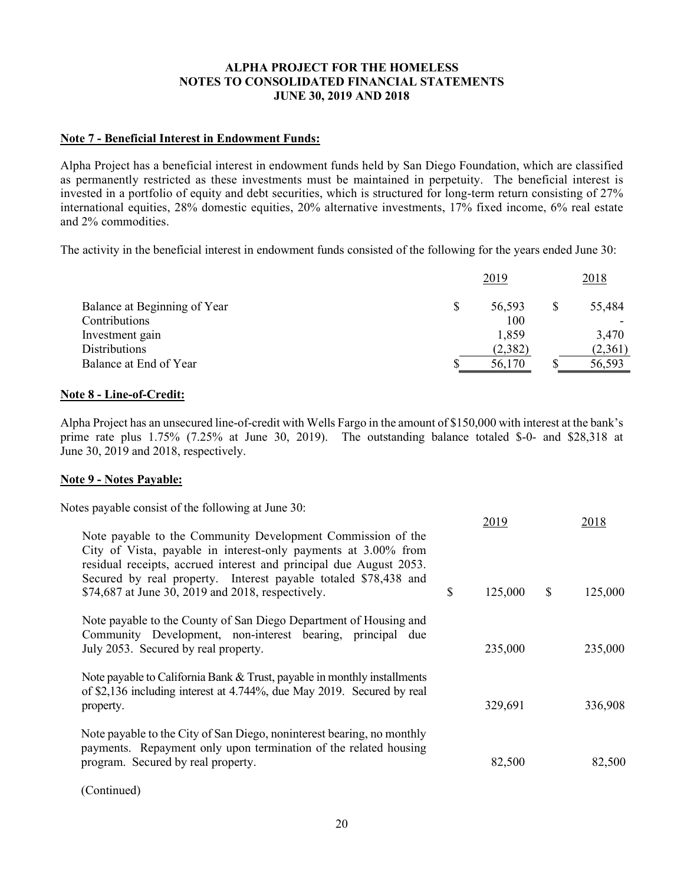# ALPHA PROJECT FOR THE HOMELESS
## NOTES TO CONSOLIDATED FINANCIAL STATEMENTS
## JUNE 30, 2019 AND 2018

### Note 7 - Beneficial Interest in Endowment Funds:

Alpha Project has a beneficial interest in endowment funds held by San Diego Foundation, which are classified as permanently restricted as these investments must be maintained in perpetuity. The beneficial interest is invested in a portfolio of equity and debt securities, which is structured for long-term return consisting of 27% international equities, 28% domestic equities, 20% alternative investments, 17% fixed income, 6% real estate and 2% commodities.

The activity in the beneficial interest in endowment funds consisted of the following for the years ended June 30:

| | 2019 | 2018 |
|---|---|---|
| Balance at Beginning of Year | $ 56,593 | $ 55,484 |
| Contributions | 100 | - |
| Investment gain | 1,859 | 3,470 |
| Distributions | (2,382) | (2,361) |
| Balance at End of Year | $ 56,170 | $ 56,593 |

### Note 8 - Line-of-Credit:

Alpha Project has an unsecured line-of-credit with Wells Fargo in the amount of $150,000 with interest at the bank's prime rate plus 1.75% (7.25% at June 30, 2019). The outstanding balance totaled $-0- and $28,318 at June 30, 2019 and 2018, respectively.

### Note 9 - Notes Payable:

Notes payable consist of the following at June 30:

| | 2019 | 2018 |
|---|---|---|
| Note payable to the Community Development Commission of the City of Vista, payable in interest-only payments at 3.00% from residual receipts, accrued interest and principal due August 2053. Secured by real property. Interest payable totaled $78,438 and $74,687 at June 30, 2019 and 2018, respectively. | $ 125,000 | $ 125,000 |
| Note payable to the County of San Diego Department of Housing and Community Development, non-interest bearing, principal due July 2053. Secured by real property. | 235,000 | 235,000 |
| Note payable to California Bank & Trust, payable in monthly installments of $2,136 including interest at 4.744%, due May 2019. Secured by real property. | 329,691 | 336,908 |
| Note payable to the City of San Diego, noninterest bearing, no monthly payments. Repayment only upon termination of the related housing program. Secured by real property. | 82,500 | 82,500 |

(Continued)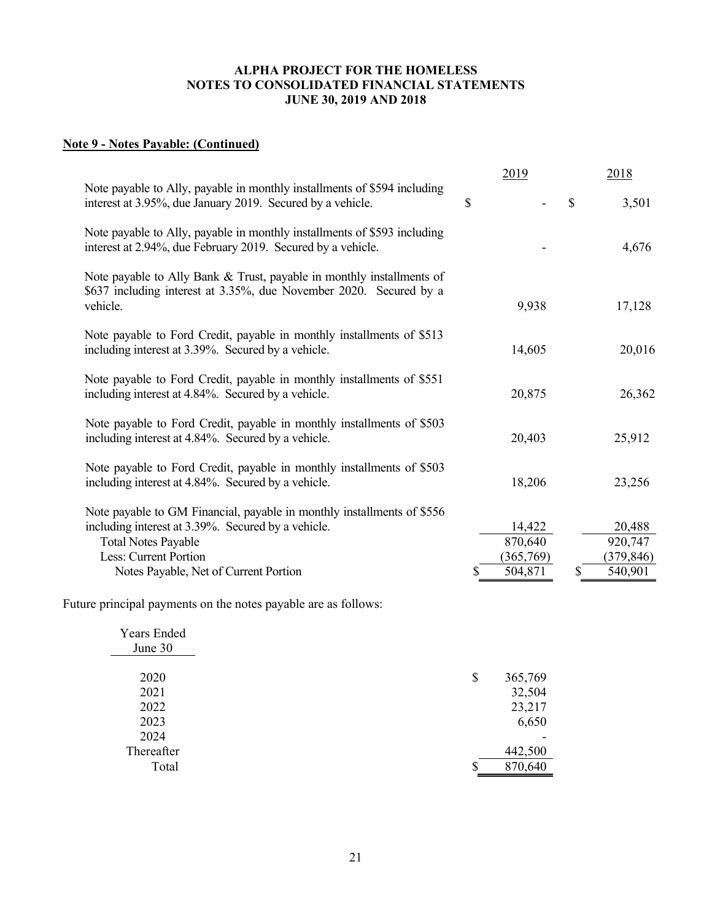**ALPHA PROJECT FOR THE HOMELESS**
**NOTES TO CONSOLIDATED FINANCIAL STATEMENTS**
**JUNE 30, 2019 AND 2018**

## Note 9 - Notes Payable: (Continued)

| | 2019 | 2018 |
|---|---|---|
| Note payable to Ally, payable in monthly installments of $594 including interest at 3.95%, due January 2019. Secured by a vehicle. | $ - | $ 3,501 |
| Note payable to Ally, payable in monthly installments of $593 including interest at 2.94%, due February 2019. Secured by a vehicle. | - | 4,676 |
| Note payable to Ally Bank & Trust, payable in monthly installments of $637 including interest at 3.35%, due November 2020. Secured by a vehicle. | 9,938 | 17,128 |
| Note payable to Ford Credit, payable in monthly installments of $513 including interest at 3.39%. Secured by a vehicle. | 14,605 | 20,016 |
| Note payable to Ford Credit, payable in monthly installments of $551 including interest at 4.84%. Secured by a vehicle. | 20,875 | 26,362 |
| Note payable to Ford Credit, payable in monthly installments of $503 including interest at 4.84%. Secured by a vehicle. | 20,403 | 25,912 |
| Note payable to Ford Credit, payable in monthly installments of $503 including interest at 4.84%. Secured by a vehicle. | 18,206 | 23,256 |
| Note payable to GM Financial, payable in monthly installments of $556 including interest at 3.39%. Secured by a vehicle. | 14,422 | 20,488 |
| Total Notes Payable | 870,640 | 920,747 |
| Less: Current Portion | (365,769) | (379,846) |
| Notes Payable, Net of Current Portion | $ 504,871 | $ 540,901 |

Future principal payments on the notes payable are as follows:

| Years Ended June 30 | |
|---|---|
| 2020 | $ 365,769 |
| 2021 | 32,504 |
| 2022 | 23,217 |
| 2023 | 6,650 |
| 2024 | - |
| Thereafter | 442,500 |
| Total | $ 870,640 |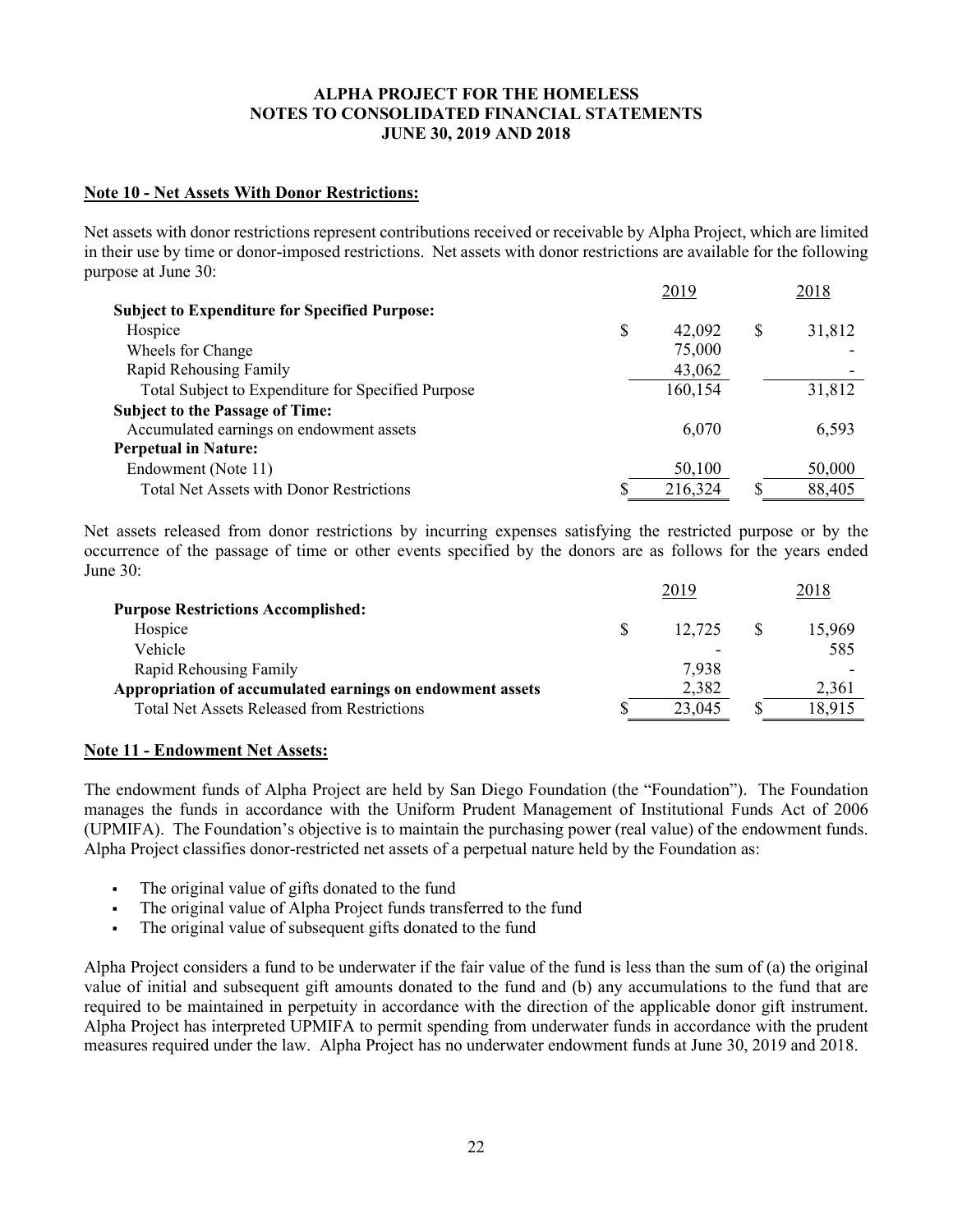**ALPHA PROJECT FOR THE HOMELESS**
**NOTES TO CONSOLIDATED FINANCIAL STATEMENTS**
**JUNE 30, 2019 AND 2018**

## Note 10 - Net Assets With Donor Restrictions:

Net assets with donor restrictions represent contributions received or receivable by Alpha Project, which are limited in their use by time or donor-imposed restrictions. Net assets with donor restrictions are available for the following purpose at June 30:

| | 2019 | 2018 |
|---|---|---|
| **Subject to Expenditure for Specified Purpose:** | | |
| Hospice | $ 42,092 | $ 31,812 |
| Wheels for Change | 75,000 | - |
| Rapid Rehousing Family | 43,062 | - |
| Total Subject to Expenditure for Specified Purpose | 160,154 | 31,812 |
| **Subject to the Passage of Time:** | | |
| Accumulated earnings on endowment assets | 6,070 | 6,593 |
| **Perpetual in Nature:** | | |
| Endowment (Note 11) | 50,100 | 50,000 |
| Total Net Assets with Donor Restrictions | $ 216,324 | $ 88,405 |

Net assets released from donor restrictions by incurring expenses satisfying the restricted purpose or by the occurrence of the passage of time or other events specified by the donors are as follows for the years ended June 30:

| | 2019 | 2018 |
|---|---|---|
| **Purpose Restrictions Accomplished:** | | |
| Hospice | $ 12,725 | $ 15,969 |
| Vehicle | - | 585 |
| Rapid Rehousing Family | 7,938 | - |
| **Appropriation of accumulated earnings on endowment assets** | 2,382 | 2,361 |
| Total Net Assets Released from Restrictions | $ 23,045 | $ 18,915 |

## Note 11 - Endowment Net Assets:

The endowment funds of Alpha Project are held by San Diego Foundation (the "Foundation"). The Foundation manages the funds in accordance with the Uniform Prudent Management of Institutional Funds Act of 2006 (UPMIFA). The Foundation's objective is to maintain the purchasing power (real value) of the endowment funds. Alpha Project classifies donor-restricted net assets of a perpetual nature held by the Foundation as:

- The original value of gifts donated to the fund
- The original value of Alpha Project funds transferred to the fund
- The original value of subsequent gifts donated to the fund

Alpha Project considers a fund to be underwater if the fair value of the fund is less than the sum of (a) the original value of initial and subsequent gift amounts donated to the fund and (b) any accumulations to the fund that are required to be maintained in perpetuity in accordance with the direction of the applicable donor gift instrument. Alpha Project has interpreted UPMIFA to permit spending from underwater funds in accordance with the prudent measures required under the law. Alpha Project has no underwater endowment funds at June 30, 2019 and 2018.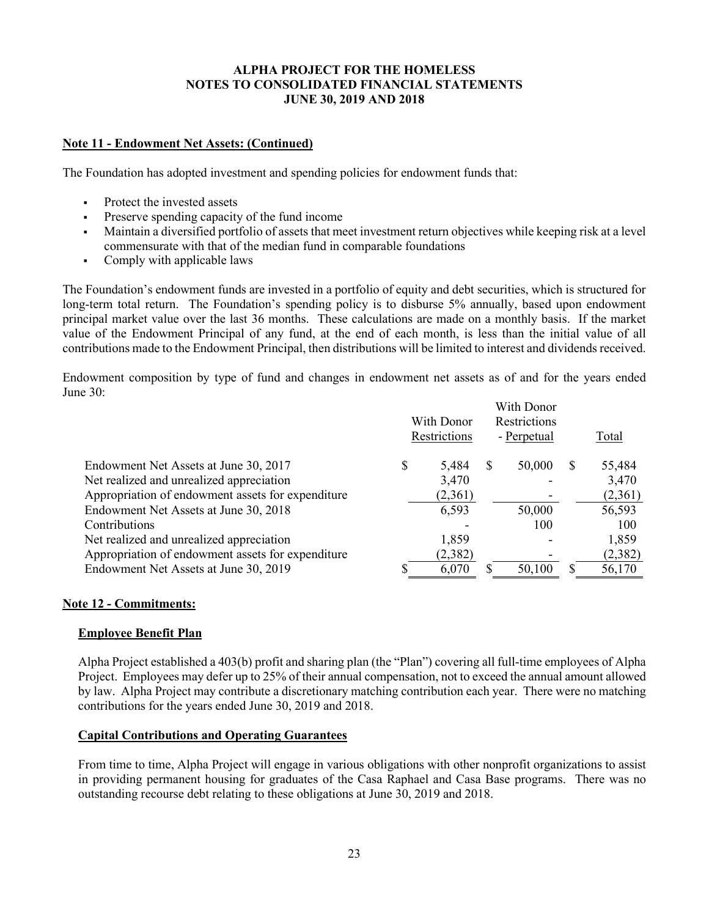### Note 11 - Endowment Net Assets: (Continued)

The Foundation has adopted investment and spending policies for endowment funds that:

- Protect the invested assets
- Preserve spending capacity of the fund income
- Maintain a diversified portfolio of assets that meet investment return objectives while keeping risk at a level commensurate with that of the median fund in comparable foundations
- Comply with applicable laws

The Foundation's endowment funds are invested in a portfolio of equity and debt securities, which is structured for long-term total return. The Foundation's spending policy is to disburse 5% annually, based upon endowment principal market value over the last 36 months. These calculations are made on a monthly basis. If the market value of the Endowment Principal of any fund, at the end of each month, is less than the initial value of all contributions made to the Endowment Principal, then distributions will be limited to interest and dividends received.

Endowment composition by type of fund and changes in endowment net assets as of and for the years ended June 30:

| | With Donor Restrictions | With Donor Restrictions - Perpetual | Total |
|---|---|---|---|
| Endowment Net Assets at June 30, 2017 | $ 5,484 | $ 50,000 | $ 55,484 |
| Net realized and unrealized appreciation | 3,470 | - | 3,470 |
| Appropriation of endowment assets for expenditure | (2,361) | - | (2,361) |
| Endowment Net Assets at June 30, 2018 | 6,593 | 50,000 | 56,593 |
| Contributions | - | 100 | 100 |
| Net realized and unrealized appreciation | 1,859 | - | 1,859 |
| Appropriation of endowment assets for expenditure | (2,382) | - | (2,382) |
| Endowment Net Assets at June 30, 2019 | $ 6,070 | $ 50,100 | $ 56,170 |

### Note 12 - Commitments:

#### Employee Benefit Plan

Alpha Project established a 403(b) profit and sharing plan (the "Plan") covering all full-time employees of Alpha Project. Employees may defer up to 25% of their annual compensation, not to exceed the annual amount allowed by law. Alpha Project may contribute a discretionary matching contribution each year. There were no matching contributions for the years ended June 30, 2019 and 2018.

#### Capital Contributions and Operating Guarantees

From time to time, Alpha Project will engage in various obligations with other nonprofit organizations to assist in providing permanent housing for graduates of the Casa Raphael and Casa Base programs. There was no outstanding recourse debt relating to these obligations at June 30, 2019 and 2018.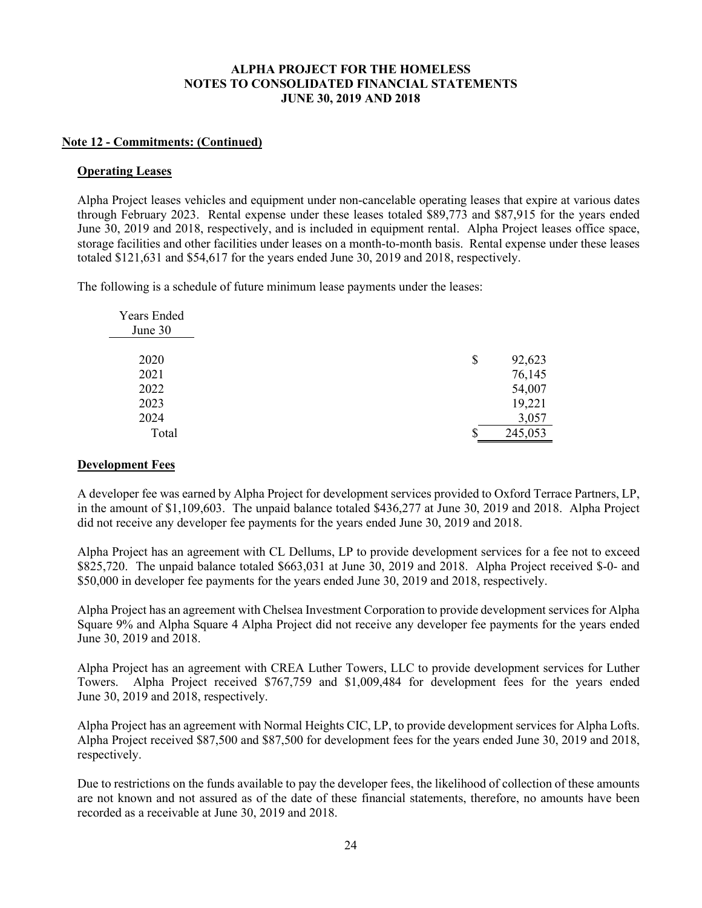**ALPHA PROJECT FOR THE HOMELESS**
**NOTES TO CONSOLIDATED FINANCIAL STATEMENTS**
**JUNE 30, 2019 AND 2018**

**Note 12 - Commitments: (Continued)**

**Operating Leases**

Alpha Project leases vehicles and equipment under non-cancelable operating leases that expire at various dates through February 2023. Rental expense under these leases totaled \$89,773 and \$87,915 for the years ended June 30, 2019 and 2018, respectively, and is included in equipment rental. Alpha Project leases office space, storage facilities and other facilities under leases on a month-to-month basis. Rental expense under these leases totaled \$121,631 and \$54,617 for the years ended June 30, 2019 and 2018, respectively.

The following is a schedule of future minimum lease payments under the leases:

| Years Ended June 30 | |
|---|---|
| 2020 | \$ 92,623 |
| 2021 | 76,145 |
| 2022 | 54,007 |
| 2023 | 19,221 |
| 2024 | 3,057 |
| Total | \$ 245,053 |

**Development Fees**

A developer fee was earned by Alpha Project for development services provided to Oxford Terrace Partners, LP, in the amount of \$1,109,603. The unpaid balance totaled \$436,277 at June 30, 2019 and 2018. Alpha Project did not receive any developer fee payments for the years ended June 30, 2019 and 2018.

Alpha Project has an agreement with CL Dellums, LP to provide development services for a fee not to exceed \$825,720. The unpaid balance totaled \$663,031 at June 30, 2019 and 2018. Alpha Project received \$-0- and \$50,000 in developer fee payments for the years ended June 30, 2019 and 2018, respectively.

Alpha Project has an agreement with Chelsea Investment Corporation to provide development services for Alpha Square 9% and Alpha Square 4 Alpha Project did not receive any developer fee payments for the years ended June 30, 2019 and 2018.

Alpha Project has an agreement with CREA Luther Towers, LLC to provide development services for Luther Towers. Alpha Project received \$767,759 and \$1,009,484 for development fees for the years ended June 30, 2019 and 2018, respectively.

Alpha Project has an agreement with Normal Heights CIC, LP, to provide development services for Alpha Lofts. Alpha Project received \$87,500 and \$87,500 for development fees for the years ended June 30, 2019 and 2018, respectively.

Due to restrictions on the funds available to pay the developer fees, the likelihood of collection of these amounts are not known and not assured as of the date of these financial statements, therefore, no amounts have been recorded as a receivable at June 30, 2019 and 2018.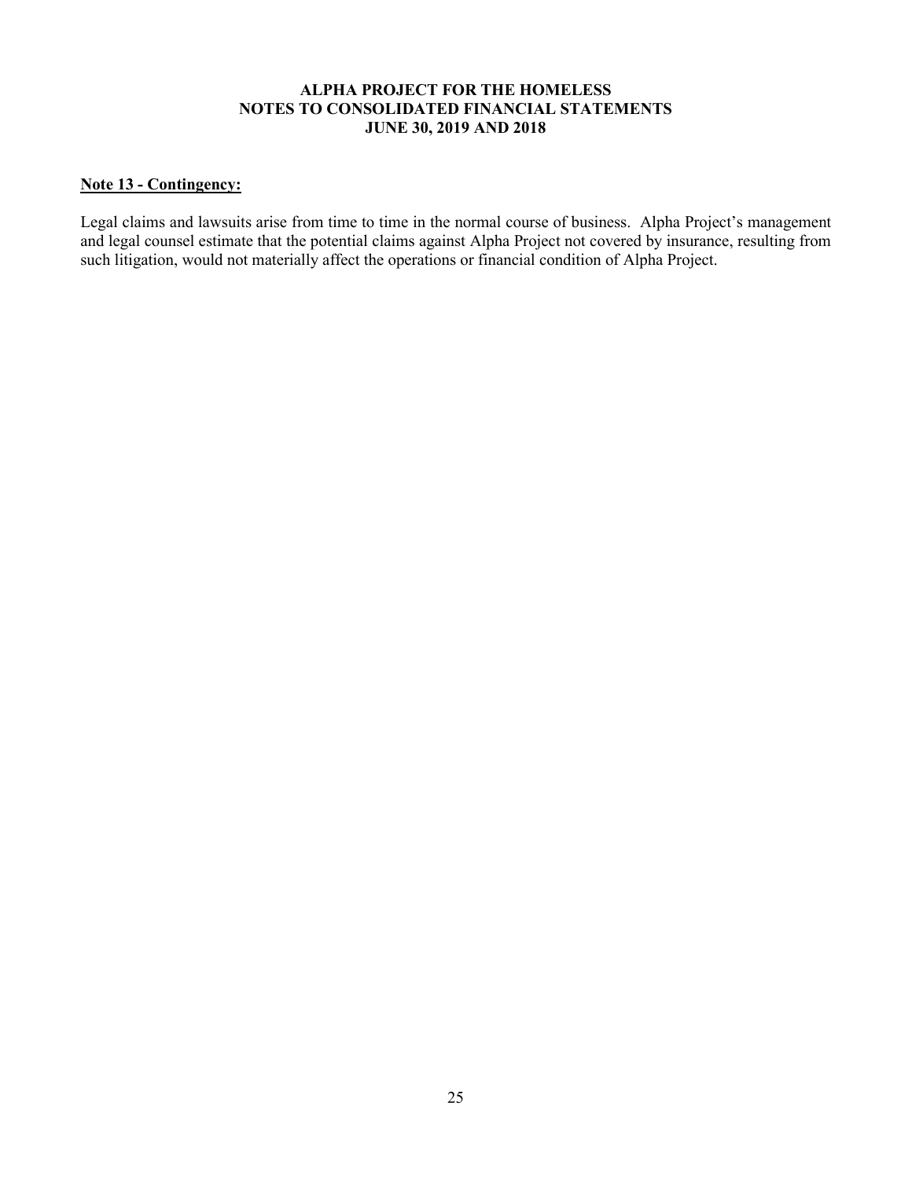## Note 13 - Contingency:

Legal claims and lawsuits arise from time to time in the normal course of business. Alpha Project's management and legal counsel estimate that the potential claims against Alpha Project not covered by insurance, resulting from such litigation, would not materially affect the operations or financial condition of Alpha Project.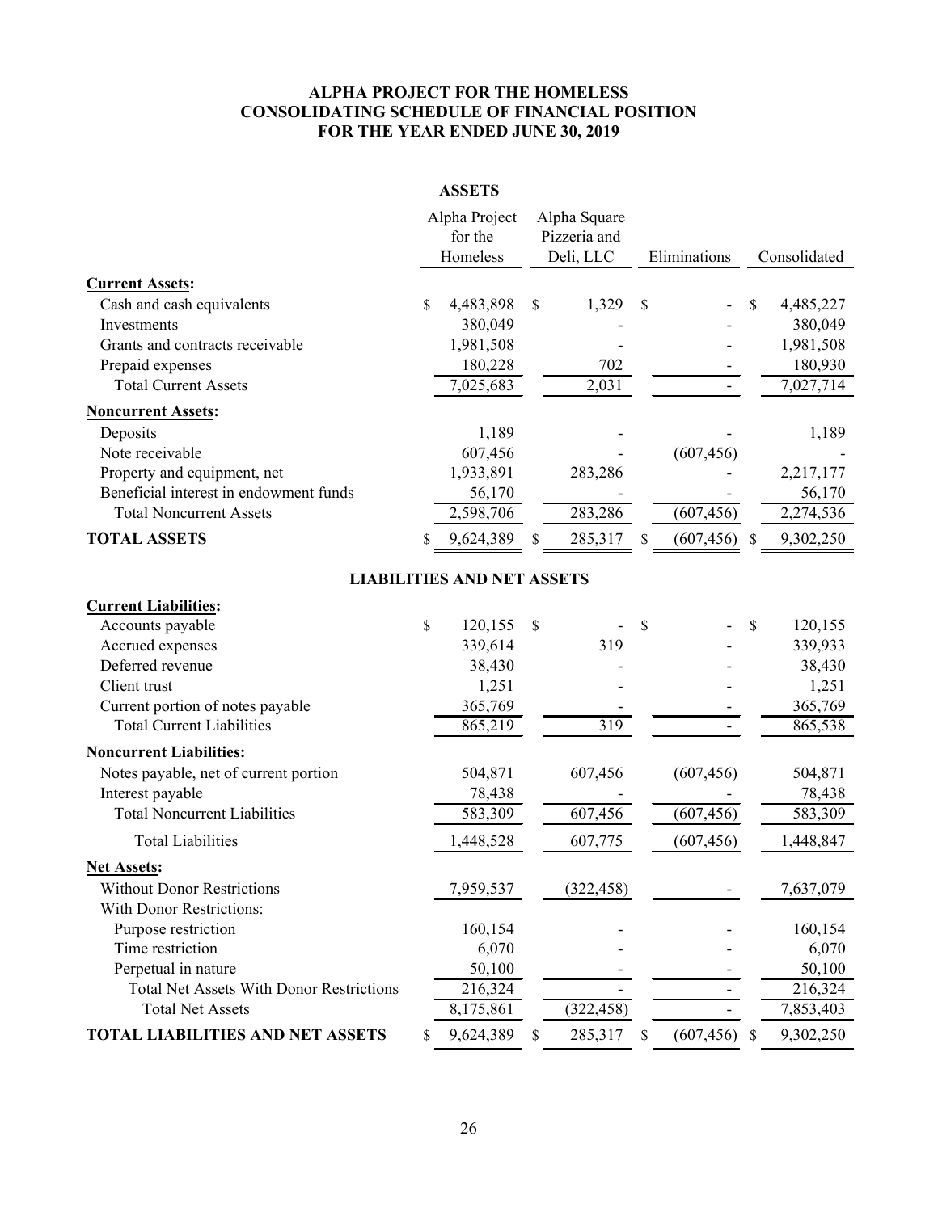# ALPHA PROJECT FOR THE HOMELESS
## CONSOLIDATING SCHEDULE OF FINANCIAL POSITION
## FOR THE YEAR ENDED JUNE 30, 2019

### ASSETS

| | Alpha Project for the Homeless | Alpha Square Pizzeria and Deli, LLC | Eliminations | Consolidated |
|---|---|---|---|---|
| **Current Assets:** | | | | |
| Cash and cash equivalents | $ 4,483,898 | $ 1,329 | $ - | $ 4,485,227 |
| Investments | 380,049 | - | - | 380,049 |
| Grants and contracts receivable | 1,981,508 | - | - | 1,981,508 |
| Prepaid expenses | 180,228 | 702 | - | 180,930 |
| Total Current Assets | 7,025,683 | 2,031 | - | 7,027,714 |
| **Noncurrent Assets:** | | | | |
| Deposits | 1,189 | - | - | 1,189 |
| Note receivable | 607,456 | - | (607,456) | - |
| Property and equipment, net | 1,933,891 | 283,286 | - | 2,217,177 |
| Beneficial interest in endowment funds | 56,170 | - | - | 56,170 |
| Total Noncurrent Assets | 2,598,706 | 283,286 | (607,456) | 2,274,536 |
| **TOTAL ASSETS** | $ 9,624,389 | $ 285,317 | $ (607,456) | $ 9,302,250 |

### LIABILITIES AND NET ASSETS

| | Alpha Project for the Homeless | Alpha Square Pizzeria and Deli, LLC | Eliminations | Consolidated |
|---|---|---|---|---|
| **Current Liabilities:** | | | | |
| Accounts payable | $ 120,155 | $ - | $ - | $ 120,155 |
| Accrued expenses | 339,614 | 319 | - | 339,933 |
| Deferred revenue | 38,430 | - | - | 38,430 |
| Client trust | 1,251 | - | - | 1,251 |
| Current portion of notes payable | 365,769 | - | - | 365,769 |
| Total Current Liabilities | 865,219 | 319 | - | 865,538 |
| **Noncurrent Liabilities:** | | | | |
| Notes payable, net of current portion | 504,871 | 607,456 | (607,456) | 504,871 |
| Interest payable | 78,438 | - | - | 78,438 |
| Total Noncurrent Liabilities | 583,309 | 607,456 | (607,456) | 583,309 |
| Total Liabilities | 1,448,528 | 607,775 | (607,456) | 1,448,847 |
| **Net Assets:** | | | | |
| Without Donor Restrictions | 7,959,537 | (322,458) | - | 7,637,079 |
| With Donor Restrictions: | | | | |
| Purpose restriction | 160,154 | - | - | 160,154 |
| Time restriction | 6,070 | - | - | 6,070 |
| Perpetual in nature | 50,100 | - | - | 50,100 |
| Total Net Assets With Donor Restrictions | 216,324 | - | - | 216,324 |
| Total Net Assets | 8,175,861 | (322,458) | - | 7,853,403 |
| **TOTAL LIABILITIES AND NET ASSETS** | $ 9,624,389 | $ 285,317 | $ (607,456) | $ 9,302,250 |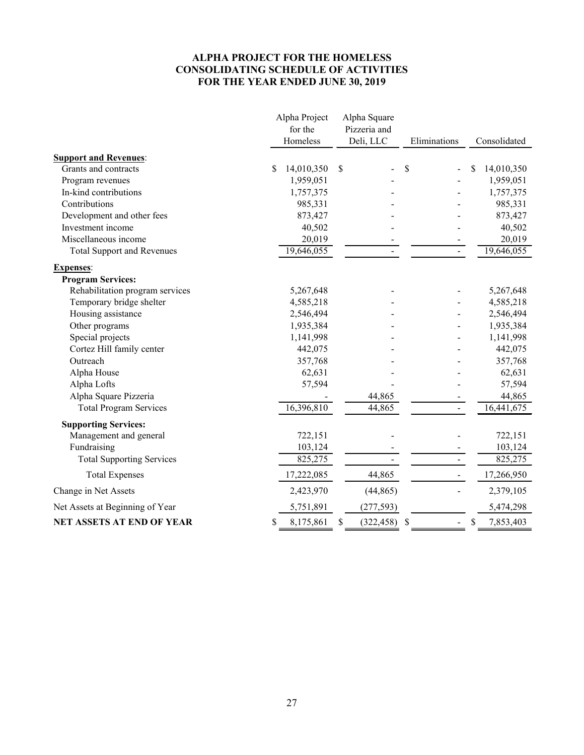# ALPHA PROJECT FOR THE HOMELESS
## CONSOLIDATING SCHEDULE OF ACTIVITIES
## FOR THE YEAR ENDED JUNE 30, 2019

| | Alpha Project for the Homeless | Alpha Square Pizzeria and Deli, LLC | Eliminations | Consolidated |
|---|---|---|---|---|
| **Support and Revenues**: | | | | |
| Grants and contracts | $ 14,010,350 | $ - | $ - | $ 14,010,350 |
| Program revenues | 1,959,051 | - | - | 1,959,051 |
| In-kind contributions | 1,757,375 | - | - | 1,757,375 |
| Contributions | 985,331 | - | - | 985,331 |
| Development and other fees | 873,427 | - | - | 873,427 |
| Investment income | 40,502 | - | - | 40,502 |
| Miscellaneous income | 20,019 | - | - | 20,019 |
| Total Support and Revenues | 19,646,055 | - | - | 19,646,055 |
| **Expenses**: | | | | |
| **Program Services:** | | | | |
| Rehabilitation program services | 5,267,648 | - | - | 5,267,648 |
| Temporary bridge shelter | 4,585,218 | - | - | 4,585,218 |
| Housing assistance | 2,546,494 | - | - | 2,546,494 |
| Other programs | 1,935,384 | - | - | 1,935,384 |
| Special projects | 1,141,998 | - | - | 1,141,998 |
| Cortez Hill family center | 442,075 | - | - | 442,075 |
| Outreach | 357,768 | - | - | 357,768 |
| Alpha House | 62,631 | - | - | 62,631 |
| Alpha Lofts | 57,594 | - | - | 57,594 |
| Alpha Square Pizzeria | - | 44,865 | - | 44,865 |
| Total Program Services | 16,396,810 | 44,865 | - | 16,441,675 |
| **Supporting Services:** | | | | |
| Management and general | 722,151 | - | - | 722,151 |
| Fundraising | 103,124 | - | - | 103,124 |
| Total Supporting Services | 825,275 | - | - | 825,275 |
| Total Expenses | 17,222,085 | 44,865 | - | 17,266,950 |
| Change in Net Assets | 2,423,970 | (44,865) | - | 2,379,105 |
| Net Assets at Beginning of Year | 5,751,891 | (277,593) | | 5,474,298 |
| **NET ASSETS AT END OF YEAR** | $ 8,175,861 | $ (322,458) | $ - | $ 7,853,403 |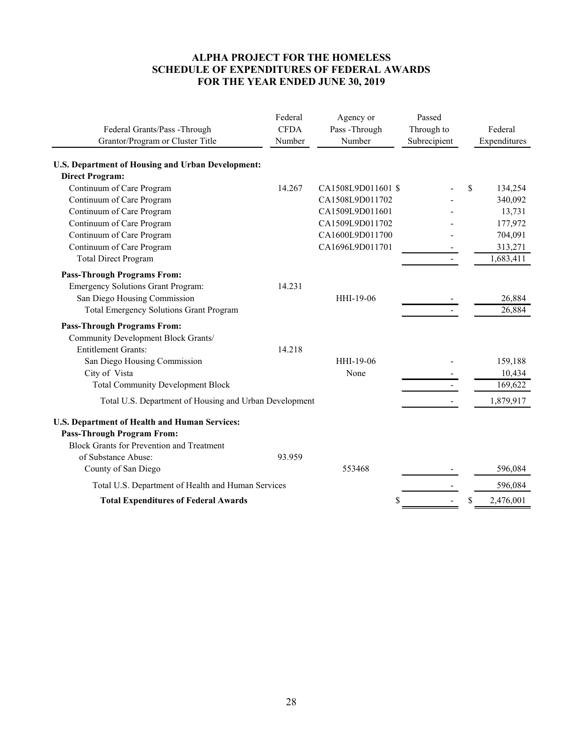# ALPHA PROJECT FOR THE HOMELESS
# SCHEDULE OF EXPENDITURES OF FEDERAL AWARDS
# FOR THE YEAR ENDED JUNE 30, 2019

| Federal Grants/Pass -Through Grantor/Program or Cluster Title | Federal CFDA Number | Agency or Pass -Through Number | Passed Through to Subrecipient | Federal Expenditures |
|---|---|---|---|---|
| **U.S. Department of Housing and Urban Development:** | | | | |
| **Direct Program:** | | | | |
| Continuum of Care Program | 14.267 | CA1508L9D011601 | $ - | $ 134,254 |
| Continuum of Care Program | | CA1508L9D011702 | - | 340,092 |
| Continuum of Care Program | | CA1509L9D011601 | - | 13,731 |
| Continuum of Care Program | | CA1509L9D011702 | - | 177,972 |
| Continuum of Care Program | | CA1600L9D011700 | - | 704,091 |
| Continuum of Care Program | | CA1696L9D011701 | - | 313,271 |
| Total Direct Program | | | - | 1,683,411 |
| **Pass-Through Programs From:** | | | | |
| Emergency Solutions Grant Program: | 14.231 | | | |
| San Diego Housing Commission | | HHI-19-06 | - | 26,884 |
| Total Emergency Solutions Grant Program | | | - | 26,884 |
| **Pass-Through Programs From:** | | | | |
| Community Development Block Grants/ Entitlement Grants: | 14.218 | | | |
| San Diego Housing Commission | | HHI-19-06 | - | 159,188 |
| City of Vista | | None | - | 10,434 |
| Total Community Development Block | | | - | 169,622 |
| Total U.S. Department of Housing and Urban Development | | | - | 1,879,917 |
| **U.S. Department of Health and Human Services:** | | | | |
| **Pass-Through Program From:** | | | | |
| Block Grants for Prevention and Treatment of Substance Abuse: | 93.959 | | | |
| County of San Diego | | 553468 | - | 596,084 |
| Total U.S. Department of Health and Human Services | | | - | 596,084 |
| **Total Expenditures of Federal Awards** | | | $ - | $ 2,476,001 |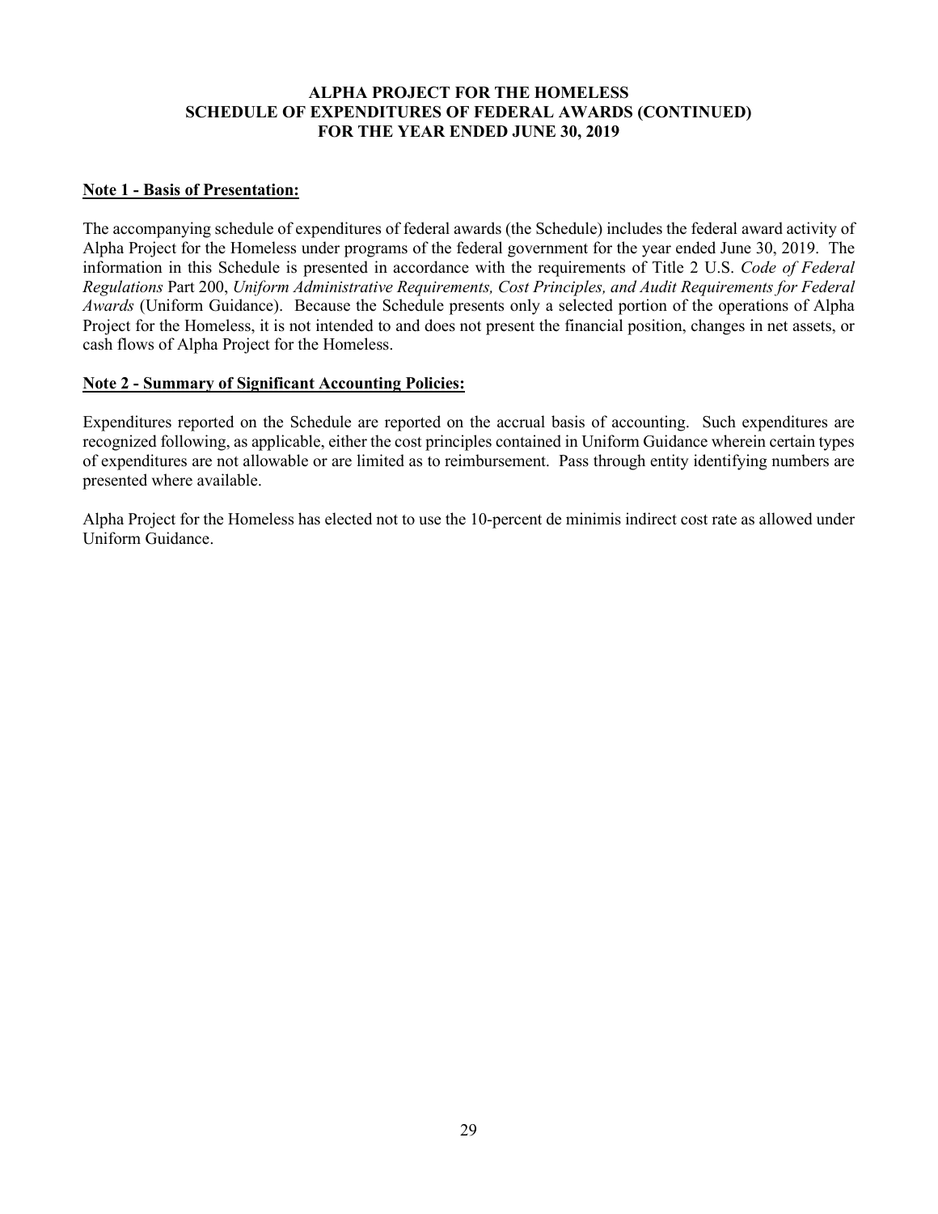**ALPHA PROJECT FOR THE HOMELESS**
**SCHEDULE OF EXPENDITURES OF FEDERAL AWARDS (CONTINUED)**
**FOR THE YEAR ENDED JUNE 30, 2019**

**Note 1 - Basis of Presentation:**

The accompanying schedule of expenditures of federal awards (the Schedule) includes the federal award activity of Alpha Project for the Homeless under programs of the federal government for the year ended June 30, 2019. The information in this Schedule is presented in accordance with the requirements of Title 2 U.S. *Code of Federal Regulations* Part 200, *Uniform Administrative Requirements, Cost Principles, and Audit Requirements for Federal Awards* (Uniform Guidance). Because the Schedule presents only a selected portion of the operations of Alpha Project for the Homeless, it is not intended to and does not present the financial position, changes in net assets, or cash flows of Alpha Project for the Homeless.

**Note 2 - Summary of Significant Accounting Policies:**

Expenditures reported on the Schedule are reported on the accrual basis of accounting. Such expenditures are recognized following, as applicable, either the cost principles contained in Uniform Guidance wherein certain types of expenditures are not allowable or are limited as to reimbursement. Pass through entity identifying numbers are presented where available.

Alpha Project for the Homeless has elected not to use the 10-percent de minimis indirect cost rate as allowed under Uniform Guidance.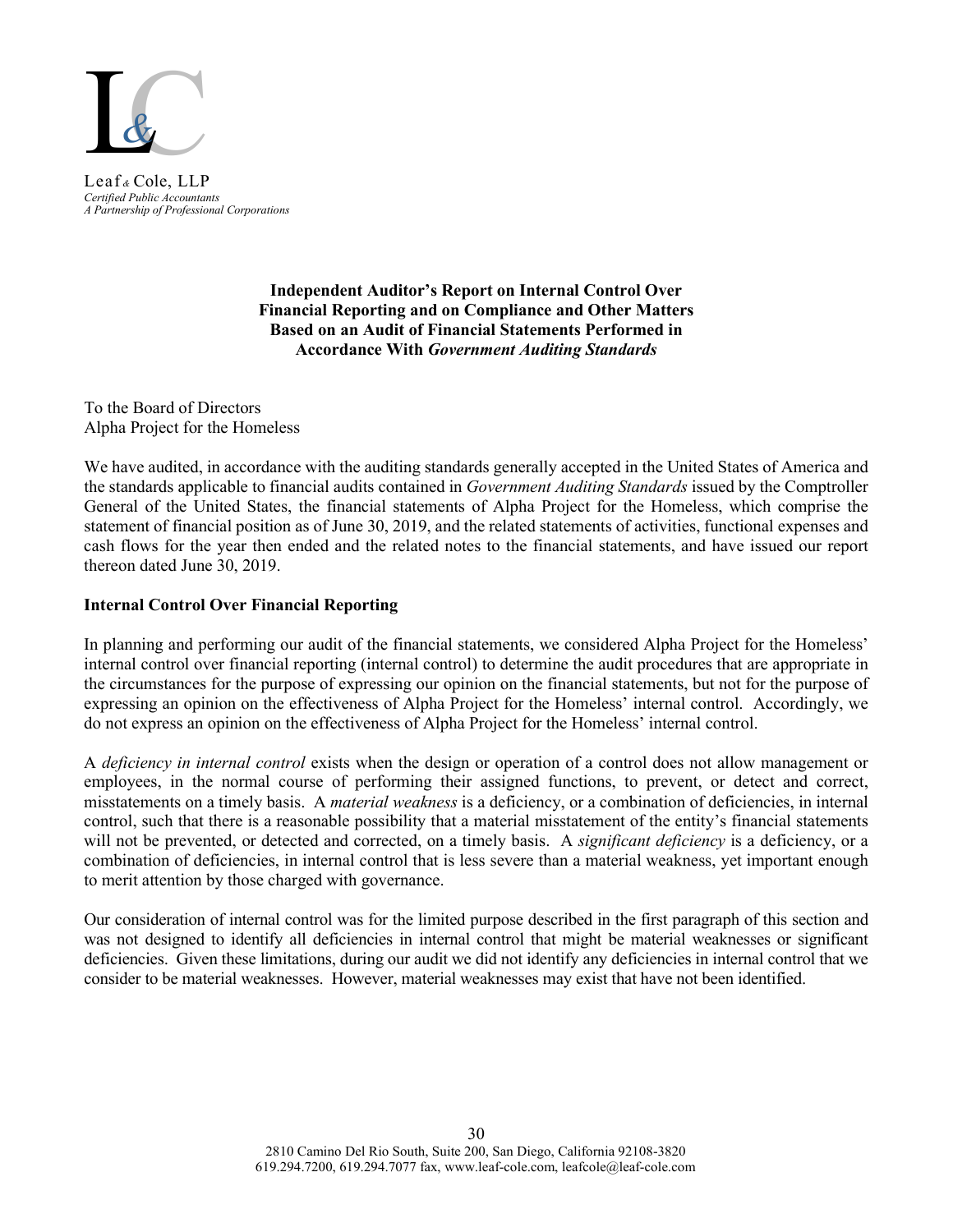Leaf & Cole, LLP
*Certified Public Accountants*
*A Partnership of Professional Corporations*

**Independent Auditor's Report on Internal Control Over Financial Reporting and on Compliance and Other Matters Based on an Audit of Financial Statements Performed in Accordance With *Government Auditing Standards***

To the Board of Directors
Alpha Project for the Homeless

We have audited, in accordance with the auditing standards generally accepted in the United States of America and the standards applicable to financial audits contained in *Government Auditing Standards* issued by the Comptroller General of the United States, the financial statements of Alpha Project for the Homeless, which comprise the statement of financial position as of June 30, 2019, and the related statements of activities, functional expenses and cash flows for the year then ended and the related notes to the financial statements, and have issued our report thereon dated June 30, 2019.

**Internal Control Over Financial Reporting**

In planning and performing our audit of the financial statements, we considered Alpha Project for the Homeless' internal control over financial reporting (internal control) to determine the audit procedures that are appropriate in the circumstances for the purpose of expressing our opinion on the financial statements, but not for the purpose of expressing an opinion on the effectiveness of Alpha Project for the Homeless' internal control. Accordingly, we do not express an opinion on the effectiveness of Alpha Project for the Homeless' internal control.

A *deficiency in internal control* exists when the design or operation of a control does not allow management or employees, in the normal course of performing their assigned functions, to prevent, or detect and correct, misstatements on a timely basis. A *material weakness* is a deficiency, or a combination of deficiencies, in internal control, such that there is a reasonable possibility that a material misstatement of the entity's financial statements will not be prevented, or detected and corrected, on a timely basis. A *significant deficiency* is a deficiency, or a combination of deficiencies, in internal control that is less severe than a material weakness, yet important enough to merit attention by those charged with governance.

Our consideration of internal control was for the limited purpose described in the first paragraph of this section and was not designed to identify all deficiencies in internal control that might be material weaknesses or significant deficiencies. Given these limitations, during our audit we did not identify any deficiencies in internal control that we consider to be material weaknesses. However, material weaknesses may exist that have not been identified.

2810 Camino Del Rio South, Suite 200, San Diego, California 92108-3820
619.294.7200, 619.294.7077 fax, www.leaf-cole.com, leafcole@leaf-cole.com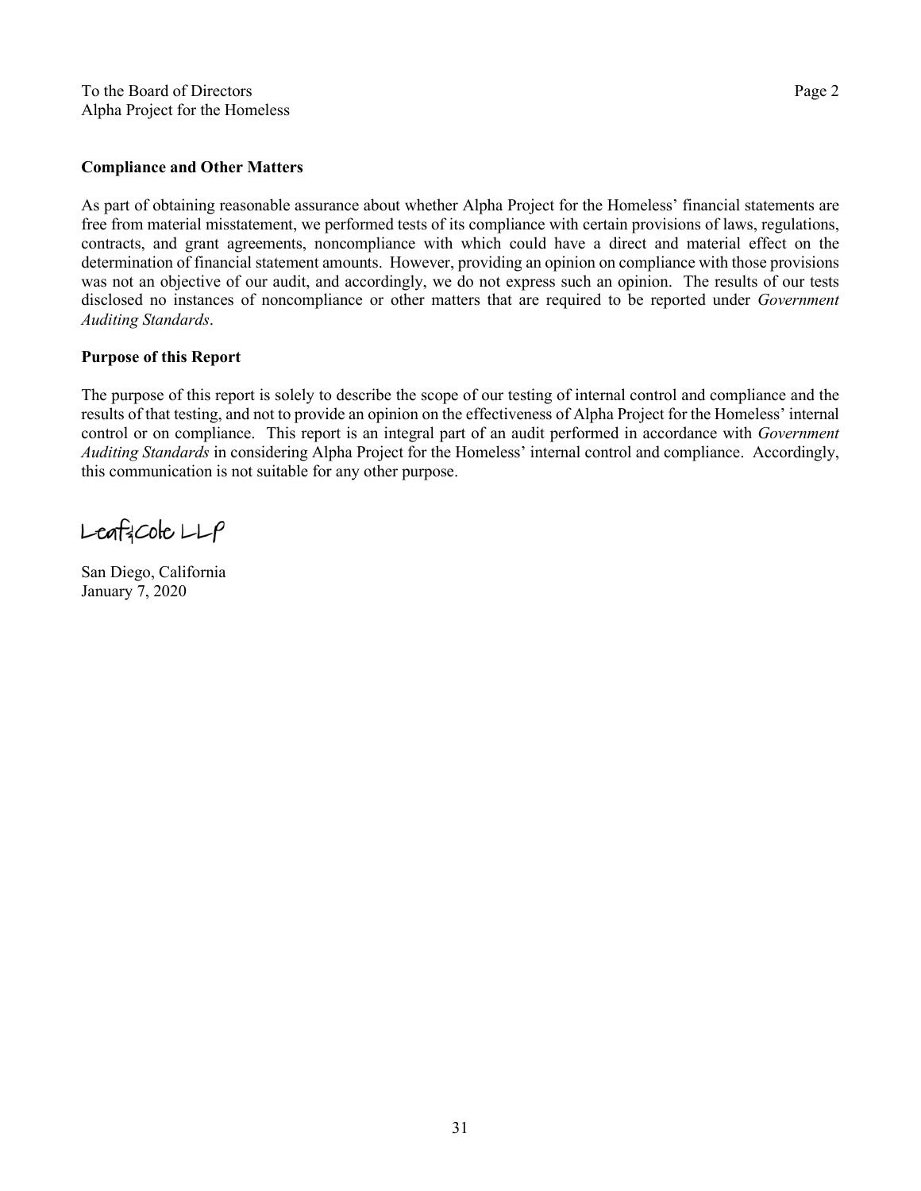To the Board of Directors
Alpha Project for the Homeless

**Compliance and Other Matters**

As part of obtaining reasonable assurance about whether Alpha Project for the Homeless' financial statements are free from material misstatement, we performed tests of its compliance with certain provisions of laws, regulations, contracts, and grant agreements, noncompliance with which could have a direct and material effect on the determination of financial statement amounts. However, providing an opinion on compliance with those provisions was not an objective of our audit, and accordingly, we do not express such an opinion. The results of our tests disclosed no instances of noncompliance or other matters that are required to be reported under *Government Auditing Standards*.

**Purpose of this Report**

The purpose of this report is solely to describe the scope of our testing of internal control and compliance and the results of that testing, and not to provide an opinion on the effectiveness of Alpha Project for the Homeless' internal control or on compliance. This report is an integral part of an audit performed in accordance with *Government Auditing Standards* in considering Alpha Project for the Homeless' internal control and compliance. Accordingly, this communication is not suitable for any other purpose.

Leaf & Cole LLP

San Diego, California
January 7, 2020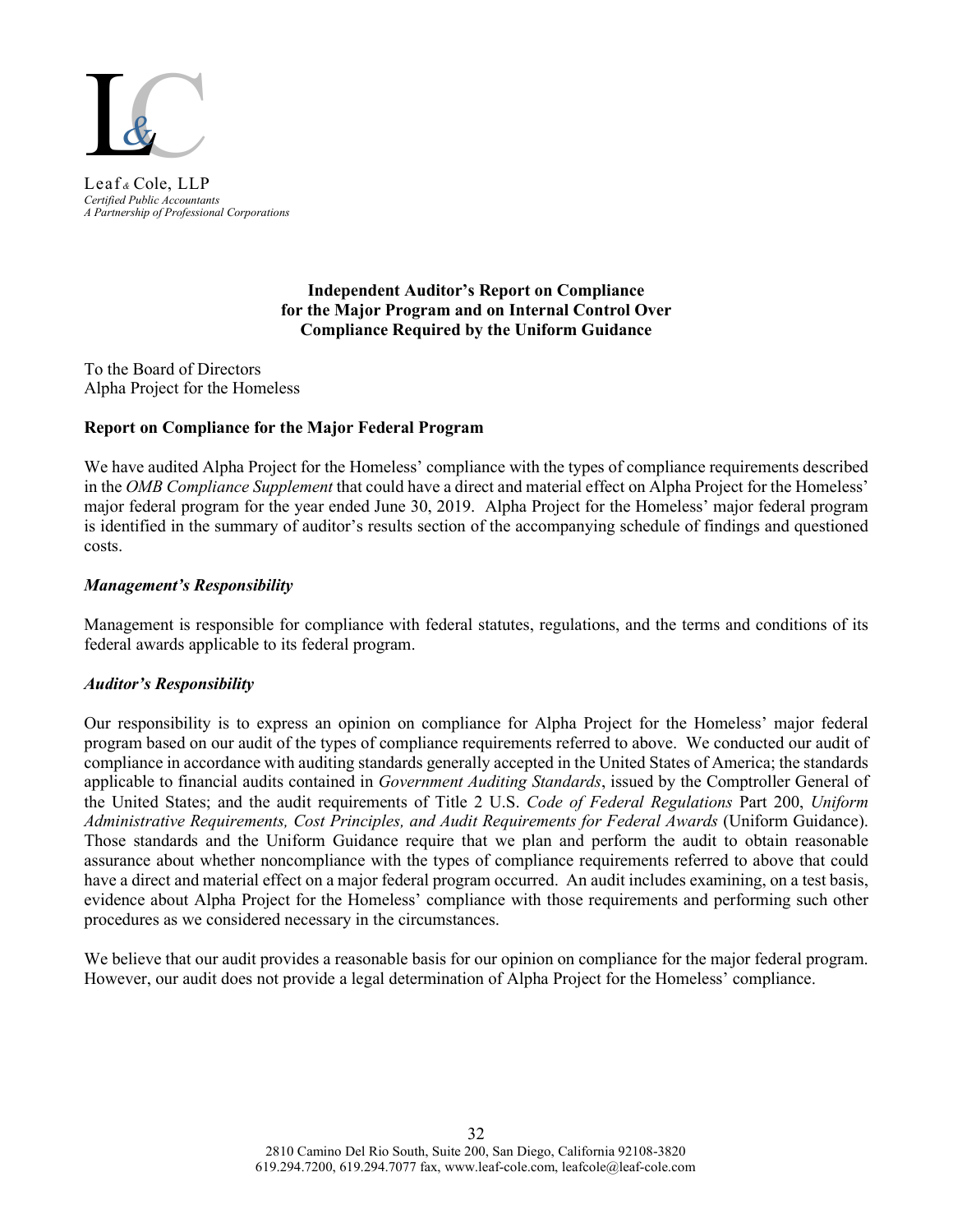Leaf & Cole, LLP
*Certified Public Accountants*
*A Partnership of Professional Corporations*

**Independent Auditor's Report on Compliance for the Major Program and on Internal Control Over Compliance Required by the Uniform Guidance**

To the Board of Directors
Alpha Project for the Homeless

**Report on Compliance for the Major Federal Program**

We have audited Alpha Project for the Homeless' compliance with the types of compliance requirements described in the *OMB Compliance Supplement* that could have a direct and material effect on Alpha Project for the Homeless' major federal program for the year ended June 30, 2019. Alpha Project for the Homeless' major federal program is identified in the summary of auditor's results section of the accompanying schedule of findings and questioned costs.

***Management's Responsibility***

Management is responsible for compliance with federal statutes, regulations, and the terms and conditions of its federal awards applicable to its federal program.

***Auditor's Responsibility***

Our responsibility is to express an opinion on compliance for Alpha Project for the Homeless' major federal program based on our audit of the types of compliance requirements referred to above. We conducted our audit of compliance in accordance with auditing standards generally accepted in the United States of America; the standards applicable to financial audits contained in *Government Auditing Standards*, issued by the Comptroller General of the United States; and the audit requirements of Title 2 U.S. *Code of Federal Regulations* Part 200, *Uniform Administrative Requirements, Cost Principles, and Audit Requirements for Federal Awards* (Uniform Guidance). Those standards and the Uniform Guidance require that we plan and perform the audit to obtain reasonable assurance about whether noncompliance with the types of compliance requirements referred to above that could have a direct and material effect on a major federal program occurred. An audit includes examining, on a test basis, evidence about Alpha Project for the Homeless' compliance with those requirements and performing such other procedures as we considered necessary in the circumstances.

We believe that our audit provides a reasonable basis for our opinion on compliance for the major federal program. However, our audit does not provide a legal determination of Alpha Project for the Homeless' compliance.

2810 Camino Del Rio South, Suite 200, San Diego, California 92108-3820
619.294.7200, 619.294.7077 fax, www.leaf-cole.com, leafcole@leaf-cole.com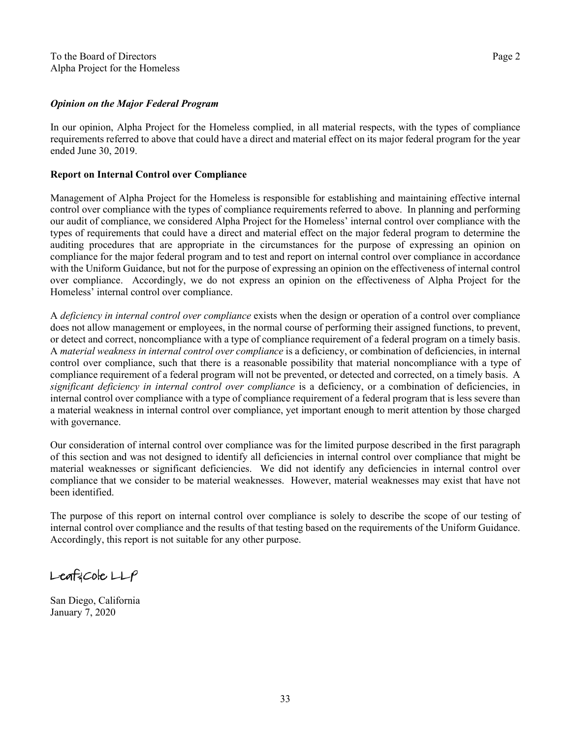### *Opinion on the Major Federal Program*

In our opinion, Alpha Project for the Homeless complied, in all material respects, with the types of compliance requirements referred to above that could have a direct and material effect on its major federal program for the year ended June 30, 2019.

### Report on Internal Control over Compliance

Management of Alpha Project for the Homeless is responsible for establishing and maintaining effective internal control over compliance with the types of compliance requirements referred to above. In planning and performing our audit of compliance, we considered Alpha Project for the Homeless' internal control over compliance with the types of requirements that could have a direct and material effect on the major federal program to determine the auditing procedures that are appropriate in the circumstances for the purpose of expressing an opinion on compliance for the major federal program and to test and report on internal control over compliance in accordance with the Uniform Guidance, but not for the purpose of expressing an opinion on the effectiveness of internal control over compliance. Accordingly, we do not express an opinion on the effectiveness of Alpha Project for the Homeless' internal control over compliance.

A *deficiency in internal control over compliance* exists when the design or operation of a control over compliance does not allow management or employees, in the normal course of performing their assigned functions, to prevent, or detect and correct, noncompliance with a type of compliance requirement of a federal program on a timely basis. A *material weakness in internal control over compliance* is a deficiency, or combination of deficiencies, in internal control over compliance, such that there is a reasonable possibility that material noncompliance with a type of compliance requirement of a federal program will not be prevented, or detected and corrected, on a timely basis. A *significant deficiency in internal control over compliance* is a deficiency, or a combination of deficiencies, in internal control over compliance with a type of compliance requirement of a federal program that is less severe than a material weakness in internal control over compliance, yet important enough to merit attention by those charged with governance.

Our consideration of internal control over compliance was for the limited purpose described in the first paragraph of this section and was not designed to identify all deficiencies in internal control over compliance that might be material weaknesses or significant deficiencies. We did not identify any deficiencies in internal control over compliance that we consider to be material weaknesses. However, material weaknesses may exist that have not been identified.

The purpose of this report on internal control over compliance is solely to describe the scope of our testing of internal control over compliance and the results of that testing based on the requirements of the Uniform Guidance. Accordingly, this report is not suitable for any other purpose.

Leaf & Cole LLP

San Diego, California
January 7, 2020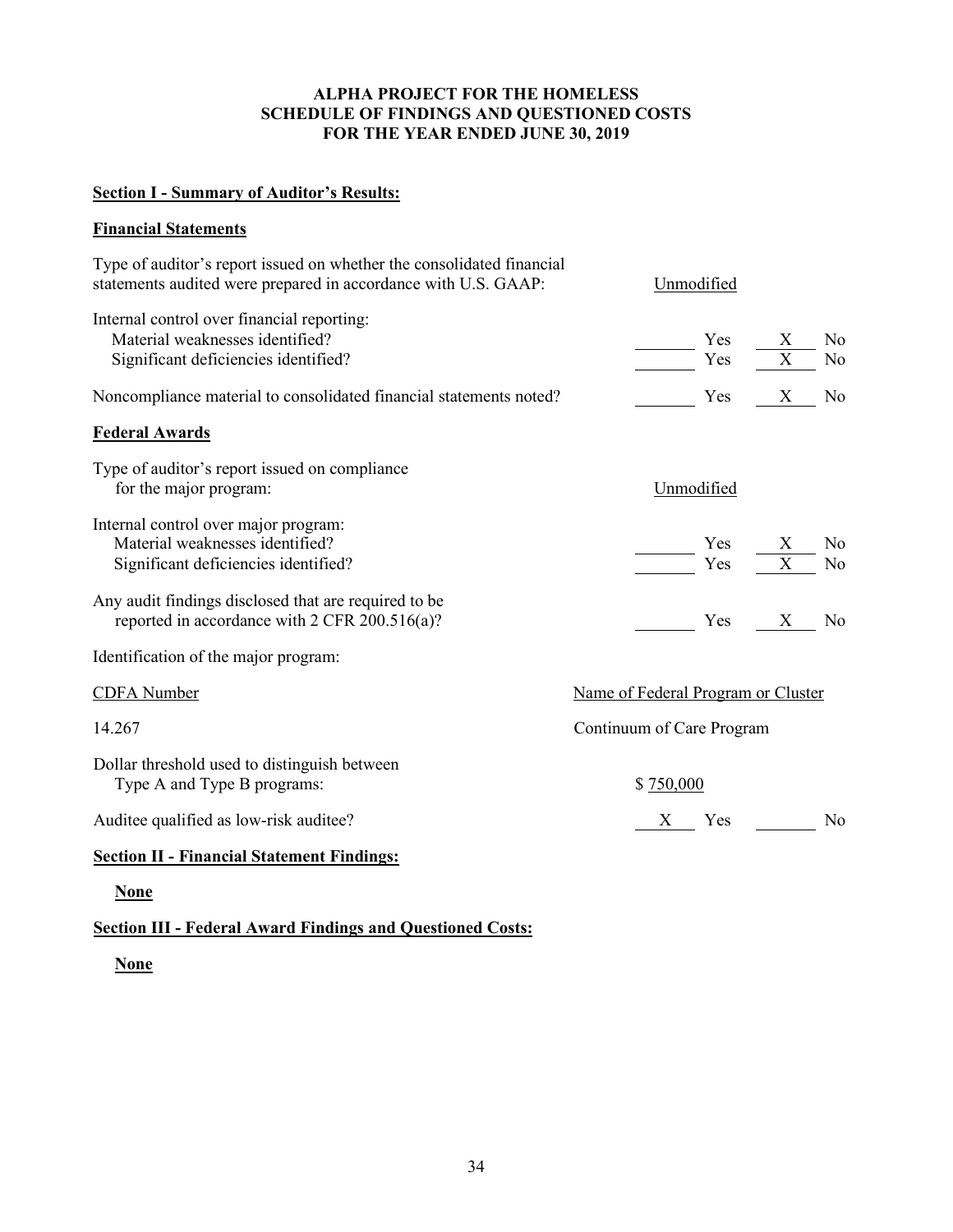**ALPHA PROJECT FOR THE HOMELESS**
**SCHEDULE OF FINDINGS AND QUESTIONED COSTS**
**FOR THE YEAR ENDED JUNE 30, 2019**

**Section I - Summary of Auditor's Results:**

**Financial Statements**

| | | | | |
|---|---|---|---|---|
| Type of auditor's report issued on whether the consolidated financial statements audited were prepared in accordance with U.S. GAAP: | Unmodified | | | |
| Internal control over financial reporting: | | | | |
| Material weaknesses identified? | | Yes | X | No |
| Significant deficiencies identified? | | Yes | X | No |
| Noncompliance material to consolidated financial statements noted? | | Yes | X | No |

**Federal Awards**

| | | | | |
|---|---|---|---|---|
| Type of auditor's report issued on compliance for the major program: | Unmodified | | | |
| Internal control over major program: | | | | |
| Material weaknesses identified? | | Yes | X | No |
| Significant deficiencies identified? | | Yes | X | No |
| Any audit findings disclosed that are required to be reported in accordance with 2 CFR 200.516(a)? | | Yes | X | No |

Identification of the major program:

| CDFA Number | Name of Federal Program or Cluster |
|---|---|
| 14.267 | Continuum of Care Program |

| | | | | |
|---|---|---|---|---|
| Dollar threshold used to distinguish between Type A and Type B programs: | $ 750,000 | | | |
| Auditee qualified as low-risk auditee? | X | Yes | | No |

**Section II - Financial Statement Findings:**

**None**

**Section III - Federal Award Findings and Questioned Costs:**

**None**